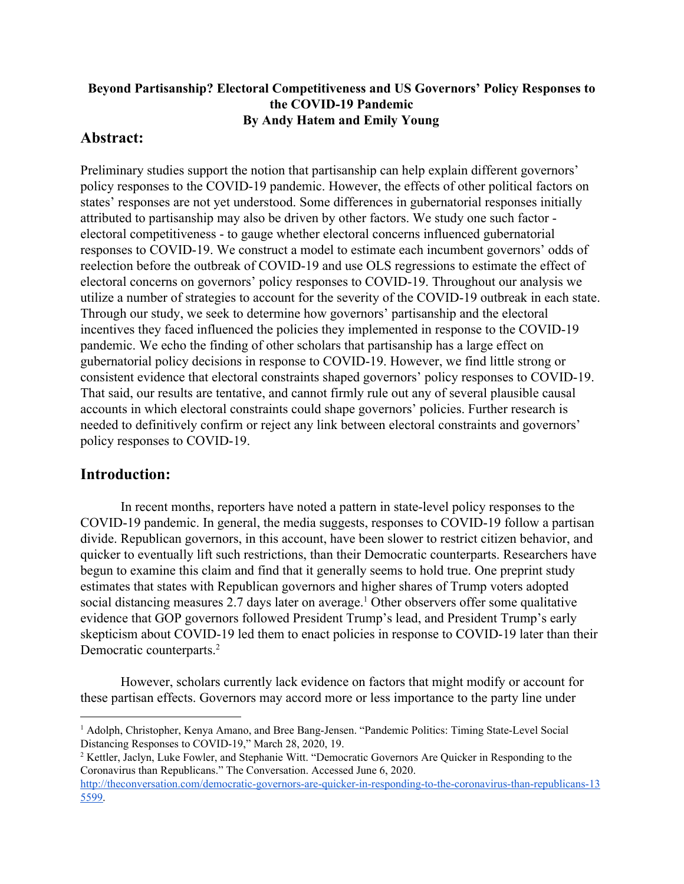**Beyond Partisanship? Electoral Competitiveness and US Governors' Policy Responses to the COVID-19 Pandemic**
**By Andy Hatem and Emily Young**

## Abstract:

Preliminary studies support the notion that partisanship can help explain different governors' policy responses to the COVID-19 pandemic. However, the effects of other political factors on states' responses are not yet understood. Some differences in gubernatorial responses initially attributed to partisanship may also be driven by other factors. We study one such factor - electoral competitiveness - to gauge whether electoral concerns influenced gubernatorial responses to COVID-19. We construct a model to estimate each incumbent governors' odds of reelection before the outbreak of COVID-19 and use OLS regressions to estimate the effect of electoral concerns on governors' policy responses to COVID-19. Throughout our analysis we utilize a number of strategies to account for the severity of the COVID-19 outbreak in each state. Through our study, we seek to determine how governors' partisanship and the electoral incentives they faced influenced the policies they implemented in response to the COVID-19 pandemic. We echo the finding of other scholars that partisanship has a large effect on gubernatorial policy decisions in response to COVID-19. However, we find little strong or consistent evidence that electoral constraints shaped governors' policy responses to COVID-19. That said, our results are tentative, and cannot firmly rule out any of several plausible causal accounts in which electoral constraints could shape governors' policies. Further research is needed to definitively confirm or reject any link between electoral constraints and governors' policy responses to COVID-19.

## Introduction:

In recent months, reporters have noted a pattern in state-level policy responses to the COVID-19 pandemic. In general, the media suggests, responses to COVID-19 follow a partisan divide. Republican governors, in this account, have been slower to restrict citizen behavior, and quicker to eventually lift such restrictions, than their Democratic counterparts. Researchers have begun to examine this claim and find that it generally seems to hold true. One preprint study estimates that states with Republican governors and higher shares of Trump voters adopted social distancing measures 2.7 days later on average.[1] Other observers offer some qualitative evidence that GOP governors followed President Trump's lead, and President Trump's early skepticism about COVID-19 led them to enact policies in response to COVID-19 later than their Democratic counterparts.[2]

However, scholars currently lack evidence on factors that might modify or account for these partisan effects. Governors may accord more or less importance to the party line under

---

[1] Adolph, Christopher, Kenya Amano, and Bree Bang-Jensen. "Pandemic Politics: Timing State-Level Social Distancing Responses to COVID-19," March 28, 2020, 19.

[2] Kettler, Jaclyn, Luke Fowler, and Stephanie Witt. "Democratic Governors Are Quicker in Responding to the Coronavirus than Republicans." The Conversation. Accessed June 6, 2020. http://theconversation.com/democratic-governors-are-quicker-in-responding-to-the-coronavirus-than-republicans-135599.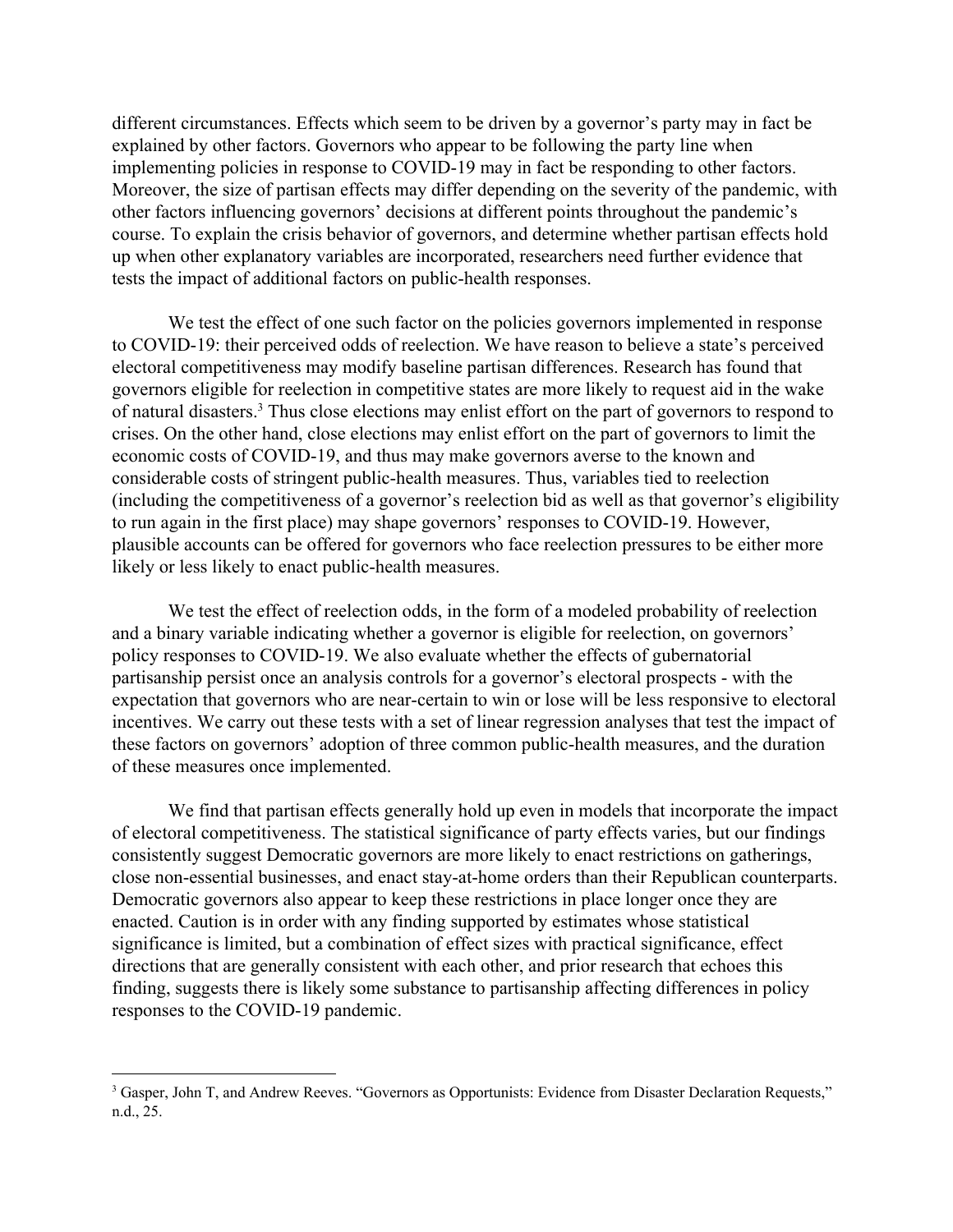different circumstances. Effects which seem to be driven by a governor's party may in fact be explained by other factors. Governors who appear to be following the party line when implementing policies in response to COVID-19 may in fact be responding to other factors. Moreover, the size of partisan effects may differ depending on the severity of the pandemic, with other factors influencing governors' decisions at different points throughout the pandemic's course. To explain the crisis behavior of governors, and determine whether partisan effects hold up when other explanatory variables are incorporated, researchers need further evidence that tests the impact of additional factors on public-health responses.

We test the effect of one such factor on the policies governors implemented in response to COVID-19: their perceived odds of reelection. We have reason to believe a state's perceived electoral competitiveness may modify baseline partisan differences. Research has found that governors eligible for reelection in competitive states are more likely to request aid in the wake of natural disasters.[3] Thus close elections may enlist effort on the part of governors to respond to crises. On the other hand, close elections may enlist effort on the part of governors to limit the economic costs of COVID-19, and thus may make governors averse to the known and considerable costs of stringent public-health measures. Thus, variables tied to reelection (including the competitiveness of a governor's reelection bid as well as that governor's eligibility to run again in the first place) may shape governors' responses to COVID-19. However, plausible accounts can be offered for governors who face reelection pressures to be either more likely or less likely to enact public-health measures.

We test the effect of reelection odds, in the form of a modeled probability of reelection and a binary variable indicating whether a governor is eligible for reelection, on governors' policy responses to COVID-19. We also evaluate whether the effects of gubernatorial partisanship persist once an analysis controls for a governor's electoral prospects - with the expectation that governors who are near-certain to win or lose will be less responsive to electoral incentives. We carry out these tests with a set of linear regression analyses that test the impact of these factors on governors' adoption of three common public-health measures, and the duration of these measures once implemented.

We find that partisan effects generally hold up even in models that incorporate the impact of electoral competitiveness. The statistical significance of party effects varies, but our findings consistently suggest Democratic governors are more likely to enact restrictions on gatherings, close non-essential businesses, and enact stay-at-home orders than their Republican counterparts. Democratic governors also appear to keep these restrictions in place longer once they are enacted. Caution is in order with any finding supported by estimates whose statistical significance is limited, but a combination of effect sizes with practical significance, effect directions that are generally consistent with each other, and prior research that echoes this finding, suggests there is likely some substance to partisanship affecting differences in policy responses to the COVID-19 pandemic.

---

[3] Gasper, John T, and Andrew Reeves. "Governors as Opportunists: Evidence from Disaster Declaration Requests," n.d., 25.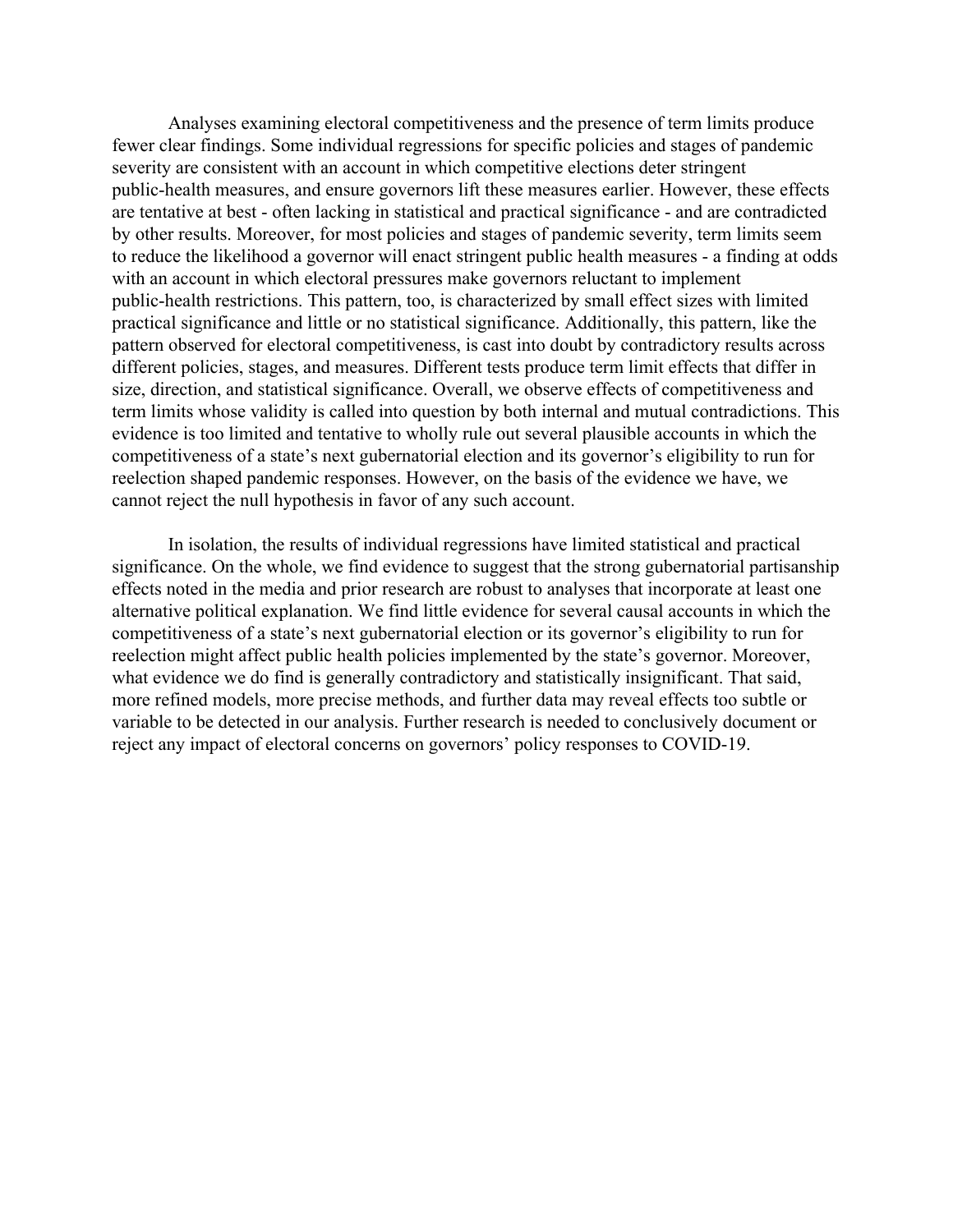Analyses examining electoral competitiveness and the presence of term limits produce fewer clear findings. Some individual regressions for specific policies and stages of pandemic severity are consistent with an account in which competitive elections deter stringent public-health measures, and ensure governors lift these measures earlier. However, these effects are tentative at best - often lacking in statistical and practical significance - and are contradicted by other results. Moreover, for most policies and stages of pandemic severity, term limits seem to reduce the likelihood a governor will enact stringent public health measures - a finding at odds with an account in which electoral pressures make governors reluctant to implement public-health restrictions. This pattern, too, is characterized by small effect sizes with limited practical significance and little or no statistical significance. Additionally, this pattern, like the pattern observed for electoral competitiveness, is cast into doubt by contradictory results across different policies, stages, and measures. Different tests produce term limit effects that differ in size, direction, and statistical significance. Overall, we observe effects of competitiveness and term limits whose validity is called into question by both internal and mutual contradictions. This evidence is too limited and tentative to wholly rule out several plausible accounts in which the competitiveness of a state's next gubernatorial election and its governor's eligibility to run for reelection shaped pandemic responses. However, on the basis of the evidence we have, we cannot reject the null hypothesis in favor of any such account.

In isolation, the results of individual regressions have limited statistical and practical significance. On the whole, we find evidence to suggest that the strong gubernatorial partisanship effects noted in the media and prior research are robust to analyses that incorporate at least one alternative political explanation. We find little evidence for several causal accounts in which the competitiveness of a state's next gubernatorial election or its governor's eligibility to run for reelection might affect public health policies implemented by the state's governor. Moreover, what evidence we do find is generally contradictory and statistically insignificant. That said, more refined models, more precise methods, and further data may reveal effects too subtle or variable to be detected in our analysis. Further research is needed to conclusively document or reject any impact of electoral concerns on governors' policy responses to COVID-19.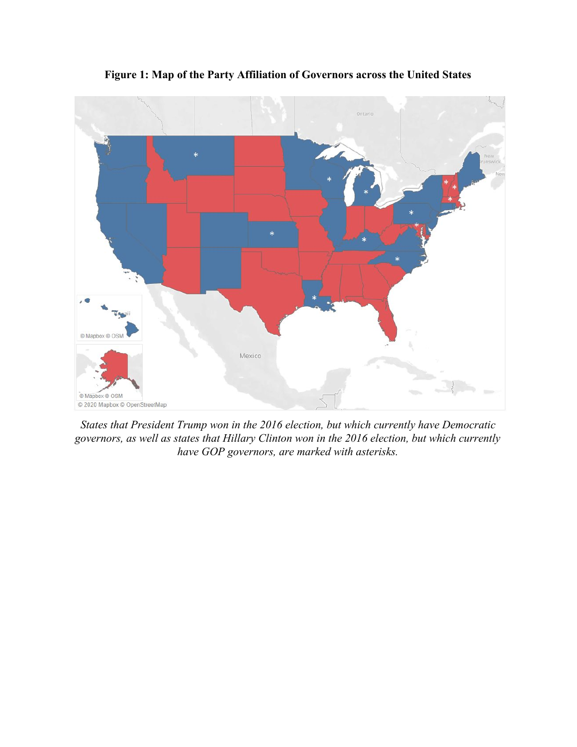**Figure 1: Map of the Party Affiliation of Governors across the United States**

*States that President Trump won in the 2016 election, but which currently have Democratic governors, as well as states that Hillary Clinton won in the 2016 election, but which currently have GOP governors, are marked with asterisks.*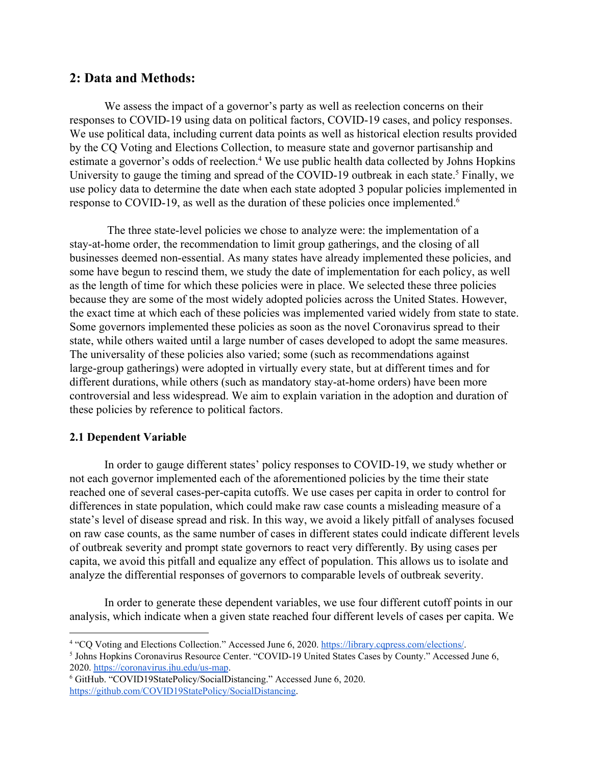## 2: Data and Methods:

We assess the impact of a governor's party as well as reelection concerns on their responses to COVID-19 using data on political factors, COVID-19 cases, and policy responses. We use political data, including current data points as well as historical election results provided by the CQ Voting and Elections Collection, to measure state and governor partisanship and estimate a governor's odds of reelection.[4] We use public health data collected by Johns Hopkins University to gauge the timing and spread of the COVID-19 outbreak in each state.[5] Finally, we use policy data to determine the date when each state adopted 3 popular policies implemented in response to COVID-19, as well as the duration of these policies once implemented.[6]

The three state-level policies we chose to analyze were: the implementation of a stay-at-home order, the recommendation to limit group gatherings, and the closing of all businesses deemed non-essential. As many states have already implemented these policies, and some have begun to rescind them, we study the date of implementation for each policy, as well as the length of time for which these policies were in place. We selected these three policies because they are some of the most widely adopted policies across the United States. However, the exact time at which each of these policies was implemented varied widely from state to state. Some governors implemented these policies as soon as the novel Coronavirus spread to their state, while others waited until a large number of cases developed to adopt the same measures. The universality of these policies also varied; some (such as recommendations against large-group gatherings) were adopted in virtually every state, but at different times and for different durations, while others (such as mandatory stay-at-home orders) have been more controversial and less widespread. We aim to explain variation in the adoption and duration of these policies by reference to political factors.

### 2.1 Dependent Variable

In order to gauge different states' policy responses to COVID-19, we study whether or not each governor implemented each of the aforementioned policies by the time their state reached one of several cases-per-capita cutoffs. We use cases per capita in order to control for differences in state population, which could make raw case counts a misleading measure of a state's level of disease spread and risk. In this way, we avoid a likely pitfall of analyses focused on raw case counts, as the same number of cases in different states could indicate different levels of outbreak severity and prompt state governors to react very differently. By using cases per capita, we avoid this pitfall and equalize any effect of population. This allows us to isolate and analyze the differential responses of governors to comparable levels of outbreak severity.

In order to generate these dependent variables, we use four different cutoff points in our analysis, which indicate when a given state reached four different levels of cases per capita. We

---

[4] "CQ Voting and Elections Collection." Accessed June 6, 2020. https://library.cqpress.com/elections/.

[5] Johns Hopkins Coronavirus Resource Center. "COVID-19 United States Cases by County." Accessed June 6, 2020. https://coronavirus.jhu.edu/us-map.

[6] GitHub. "COVID19StatePolicy/SocialDistancing." Accessed June 6, 2020. https://github.com/COVID19StatePolicy/SocialDistancing.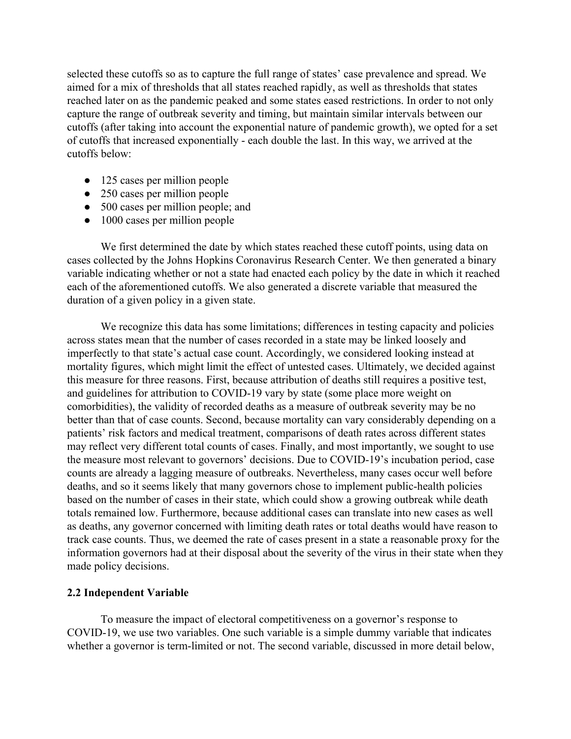selected these cutoffs so as to capture the full range of states' case prevalence and spread. We aimed for a mix of thresholds that all states reached rapidly, as well as thresholds that states reached later on as the pandemic peaked and some states eased restrictions. In order to not only capture the range of outbreak severity and timing, but maintain similar intervals between our cutoffs (after taking into account the exponential nature of pandemic growth), we opted for a set of cutoffs that increased exponentially - each double the last. In this way, we arrived at the cutoffs below:

- 125 cases per million people
- 250 cases per million people
- 500 cases per million people; and
- 1000 cases per million people

We first determined the date by which states reached these cutoff points, using data on cases collected by the Johns Hopkins Coronavirus Research Center. We then generated a binary variable indicating whether or not a state had enacted each policy by the date in which it reached each of the aforementioned cutoffs. We also generated a discrete variable that measured the duration of a given policy in a given state.

We recognize this data has some limitations; differences in testing capacity and policies across states mean that the number of cases recorded in a state may be linked loosely and imperfectly to that state's actual case count. Accordingly, we considered looking instead at mortality figures, which might limit the effect of untested cases. Ultimately, we decided against this measure for three reasons. First, because attribution of deaths still requires a positive test, and guidelines for attribution to COVID-19 vary by state (some place more weight on comorbidities), the validity of recorded deaths as a measure of outbreak severity may be no better than that of case counts. Second, because mortality can vary considerably depending on a patients' risk factors and medical treatment, comparisons of death rates across different states may reflect very different total counts of cases. Finally, and most importantly, we sought to use the measure most relevant to governors' decisions. Due to COVID-19's incubation period, case counts are already a lagging measure of outbreaks. Nevertheless, many cases occur well before deaths, and so it seems likely that many governors chose to implement public-health policies based on the number of cases in their state, which could show a growing outbreak while death totals remained low. Furthermore, because additional cases can translate into new cases as well as deaths, any governor concerned with limiting death rates or total deaths would have reason to track case counts. Thus, we deemed the rate of cases present in a state a reasonable proxy for the information governors had at their disposal about the severity of the virus in their state when they made policy decisions.

### 2.2 Independent Variable

To measure the impact of electoral competitiveness on a governor's response to COVID-19, we use two variables. One such variable is a simple dummy variable that indicates whether a governor is term-limited or not. The second variable, discussed in more detail below,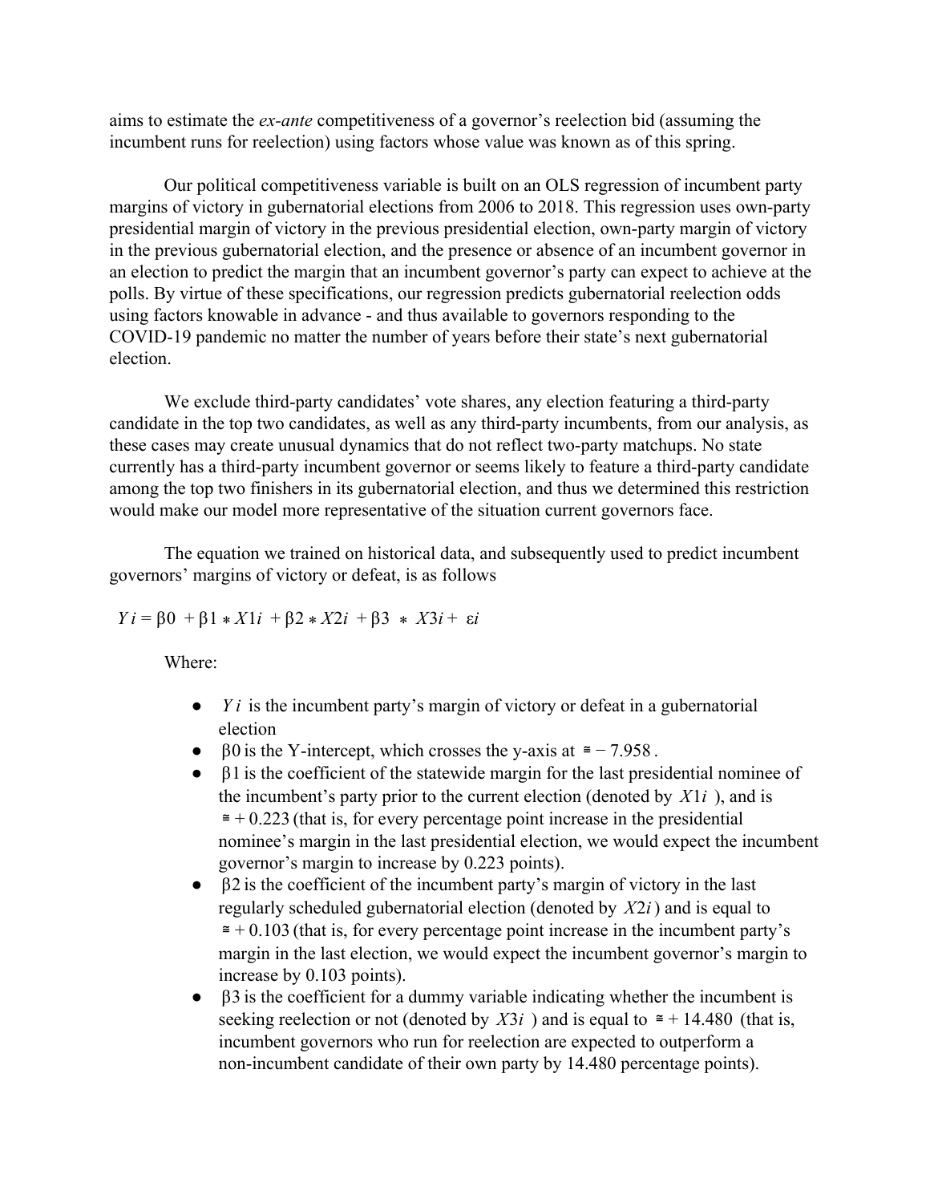aims to estimate the *ex-ante* competitiveness of a governor's reelection bid (assuming the incumbent runs for reelection) using factors whose value was known as of this spring.

Our political competitiveness variable is built on an OLS regression of incumbent party margins of victory in gubernatorial elections from 2006 to 2018. This regression uses own-party presidential margin of victory in the previous presidential election, own-party margin of victory in the previous gubernatorial election, and the presence or absence of an incumbent governor in an election to predict the margin that an incumbent governor's party can expect to achieve at the polls. By virtue of these specifications, our regression predicts gubernatorial reelection odds using factors knowable in advance - and thus available to governors responding to the COVID-19 pandemic no matter the number of years before their state's next gubernatorial election.

We exclude third-party candidates' vote shares, any election featuring a third-party candidate in the top two candidates, as well as any third-party incumbents, from our analysis, as these cases may create unusual dynamics that do not reflect two-party matchups. No state currently has a third-party incumbent governor or seems likely to feature a third-party candidate among the top two finishers in its gubernatorial election, and thus we determined this restriction would make our model more representative of the situation current governors face.

The equation we trained on historical data, and subsequently used to predict incumbent governors' margins of victory or defeat, is as follows

$$Y_i = \beta_0 + \beta_1 * X1_i + \beta_2 * X2_i + \beta_3 * X3_i + \varepsilon_i$$

Where:

- $Y_i$ is the incumbent party's margin of victory or defeat in a gubernatorial election
- $\beta_0$ is the Y-intercept, which crosses the y-axis at $\cong -7.958$.
- $\beta_1$ is the coefficient of the statewide margin for the last presidential nominee of the incumbent's party prior to the current election (denoted by $X1_i$), and is $\cong +0.223$ (that is, for every percentage point increase in the presidential nominee's margin in the last presidential election, we would expect the incumbent governor's margin to increase by 0.223 points).
- $\beta_2$ is the coefficient of the incumbent party's margin of victory in the last regularly scheduled gubernatorial election (denoted by $X2_i$) and is equal to $\cong +0.103$ (that is, for every percentage point increase in the incumbent party's margin in the last election, we would expect the incumbent governor's margin to increase by 0.103 points).
- $\beta_3$ is the coefficient for a dummy variable indicating whether the incumbent is seeking reelection or not (denoted by $X3_i$) and is equal to $\cong +14.480$ (that is, incumbent governors who run for reelection are expected to outperform a non-incumbent candidate of their own party by 14.480 percentage points).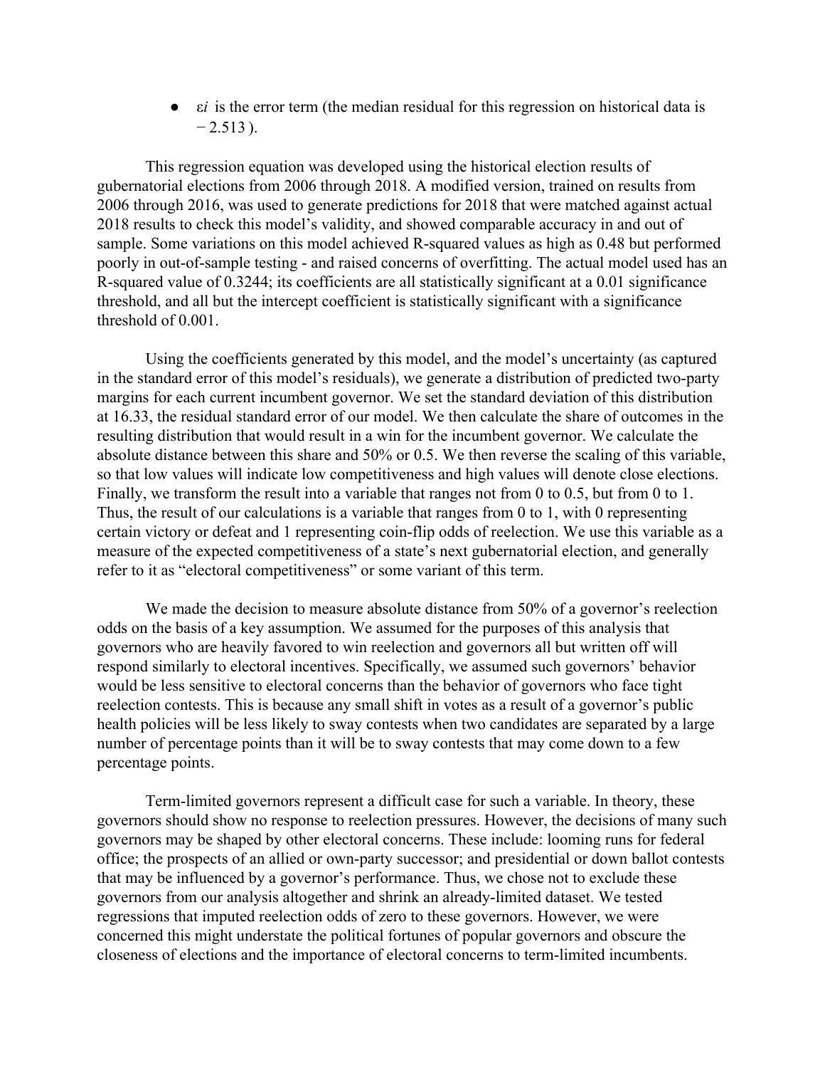- $\varepsilon_i$ is the error term (the median residual for this regression on historical data is $-2.513$).

This regression equation was developed using the historical election results of gubernatorial elections from 2006 through 2018. A modified version, trained on results from 2006 through 2016, was used to generate predictions for 2018 that were matched against actual 2018 results to check this model's validity, and showed comparable accuracy in and out of sample. Some variations on this model achieved R-squared values as high as 0.48 but performed poorly in out-of-sample testing - and raised concerns of overfitting. The actual model used has an R-squared value of 0.3244; its coefficients are all statistically significant at a 0.01 significance threshold, and all but the intercept coefficient is statistically significant with a significance threshold of 0.001.

Using the coefficients generated by this model, and the model's uncertainty (as captured in the standard error of this model's residuals), we generate a distribution of predicted two-party margins for each current incumbent governor. We set the standard deviation of this distribution at 16.33, the residual standard error of our model. We then calculate the share of outcomes in the resulting distribution that would result in a win for the incumbent governor. We calculate the absolute distance between this share and 50% or 0.5. We then reverse the scaling of this variable, so that low values will indicate low competitiveness and high values will denote close elections. Finally, we transform the result into a variable that ranges not from 0 to 0.5, but from 0 to 1. Thus, the result of our calculations is a variable that ranges from 0 to 1, with 0 representing certain victory or defeat and 1 representing coin-flip odds of reelection. We use this variable as a measure of the expected competitiveness of a state's next gubernatorial election, and generally refer to it as "electoral competitiveness" or some variant of this term.

We made the decision to measure absolute distance from 50% of a governor's reelection odds on the basis of a key assumption. We assumed for the purposes of this analysis that governors who are heavily favored to win reelection and governors all but written off will respond similarly to electoral incentives. Specifically, we assumed such governors' behavior would be less sensitive to electoral concerns than the behavior of governors who face tight reelection contests. This is because any small shift in votes as a result of a governor's public health policies will be less likely to sway contests when two candidates are separated by a large number of percentage points than it will be to sway contests that may come down to a few percentage points.

Term-limited governors represent a difficult case for such a variable. In theory, these governors should show no response to reelection pressures. However, the decisions of many such governors may be shaped by other electoral concerns. These include: looming runs for federal office; the prospects of an allied or own-party successor; and presidential or down ballot contests that may be influenced by a governor's performance. Thus, we chose not to exclude these governors from our analysis altogether and shrink an already-limited dataset. We tested regressions that imputed reelection odds of zero to these governors. However, we were concerned this might understate the political fortunes of popular governors and obscure the closeness of elections and the importance of electoral concerns to term-limited incumbents.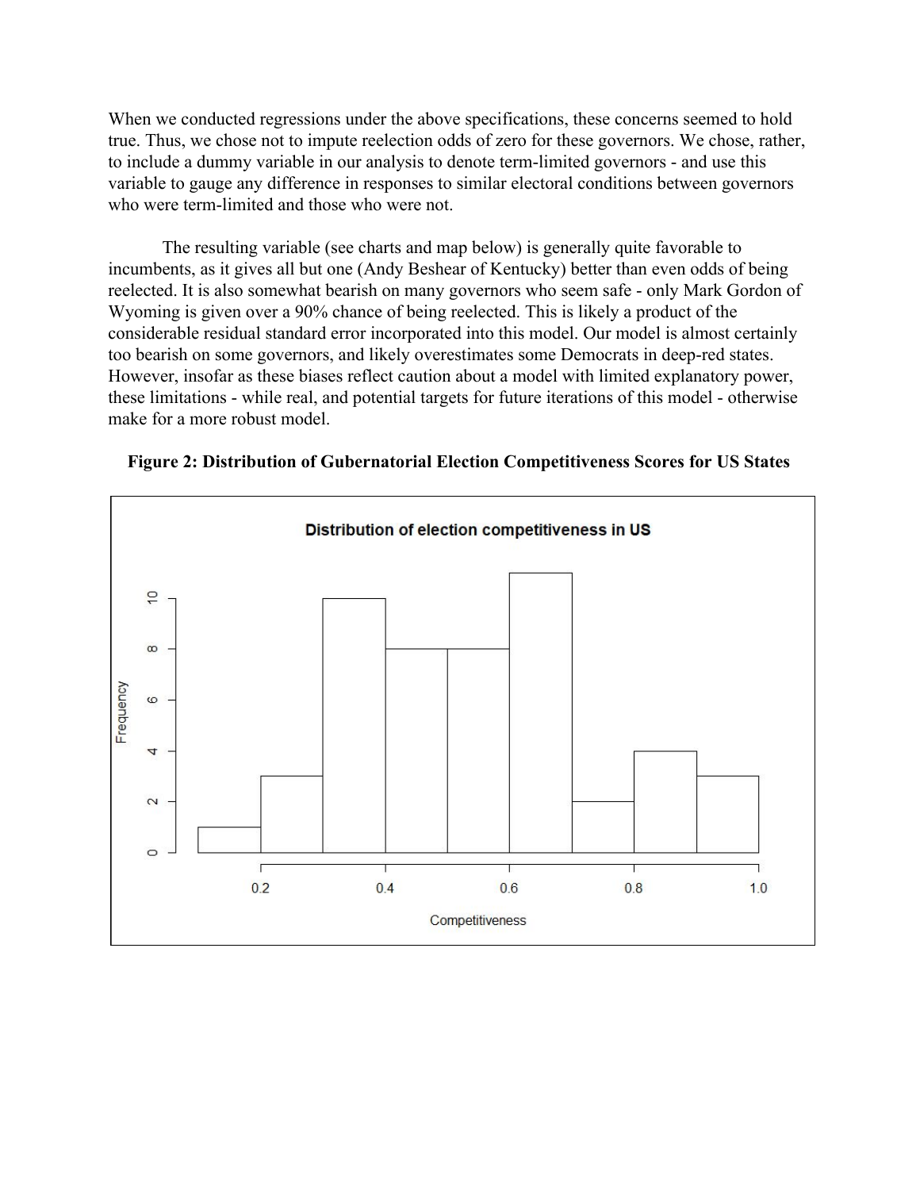When we conducted regressions under the above specifications, these concerns seemed to hold true. Thus, we chose not to impute reelection odds of zero for these governors. We chose, rather, to include a dummy variable in our analysis to denote term-limited governors - and use this variable to gauge any difference in responses to similar electoral conditions between governors who were term-limited and those who were not.

The resulting variable (see charts and map below) is generally quite favorable to incumbents, as it gives all but one (Andy Beshear of Kentucky) better than even odds of being reelected. It is also somewhat bearish on many governors who seem safe - only Mark Gordon of Wyoming is given over a 90% chance of being reelected. This is likely a product of the considerable residual standard error incorporated into this model. Our model is almost certainly too bearish on some governors, and likely overestimates some Democrats in deep-red states. However, insofar as these biases reflect caution about a model with limited explanatory power, these limitations - while real, and potential targets for future iterations of this model - otherwise make for a more robust model.

**Figure 2: Distribution of Gubernatorial Election Competitiveness Scores for US States**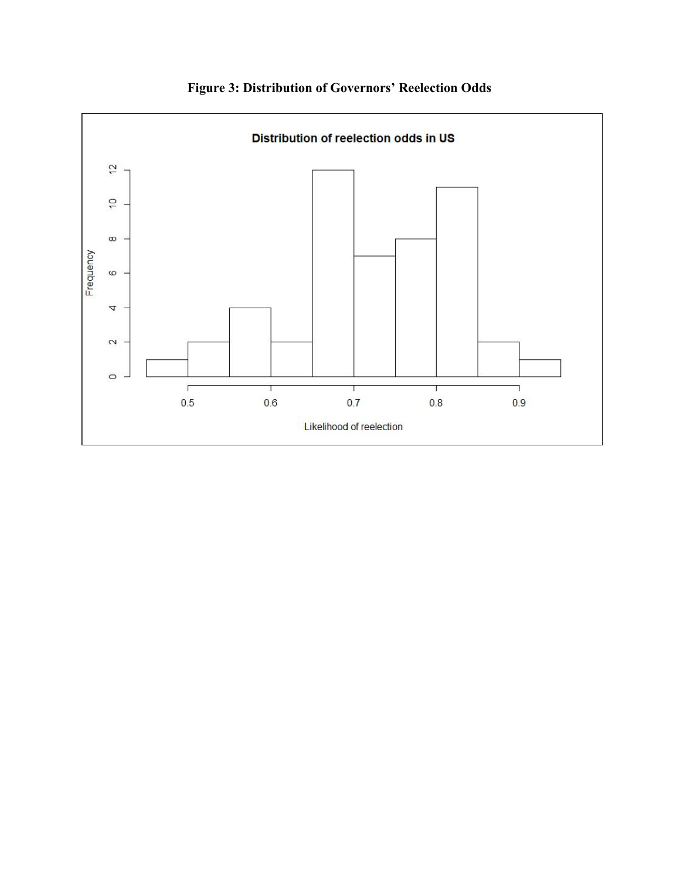**Figure 3: Distribution of Governors' Reelection Odds**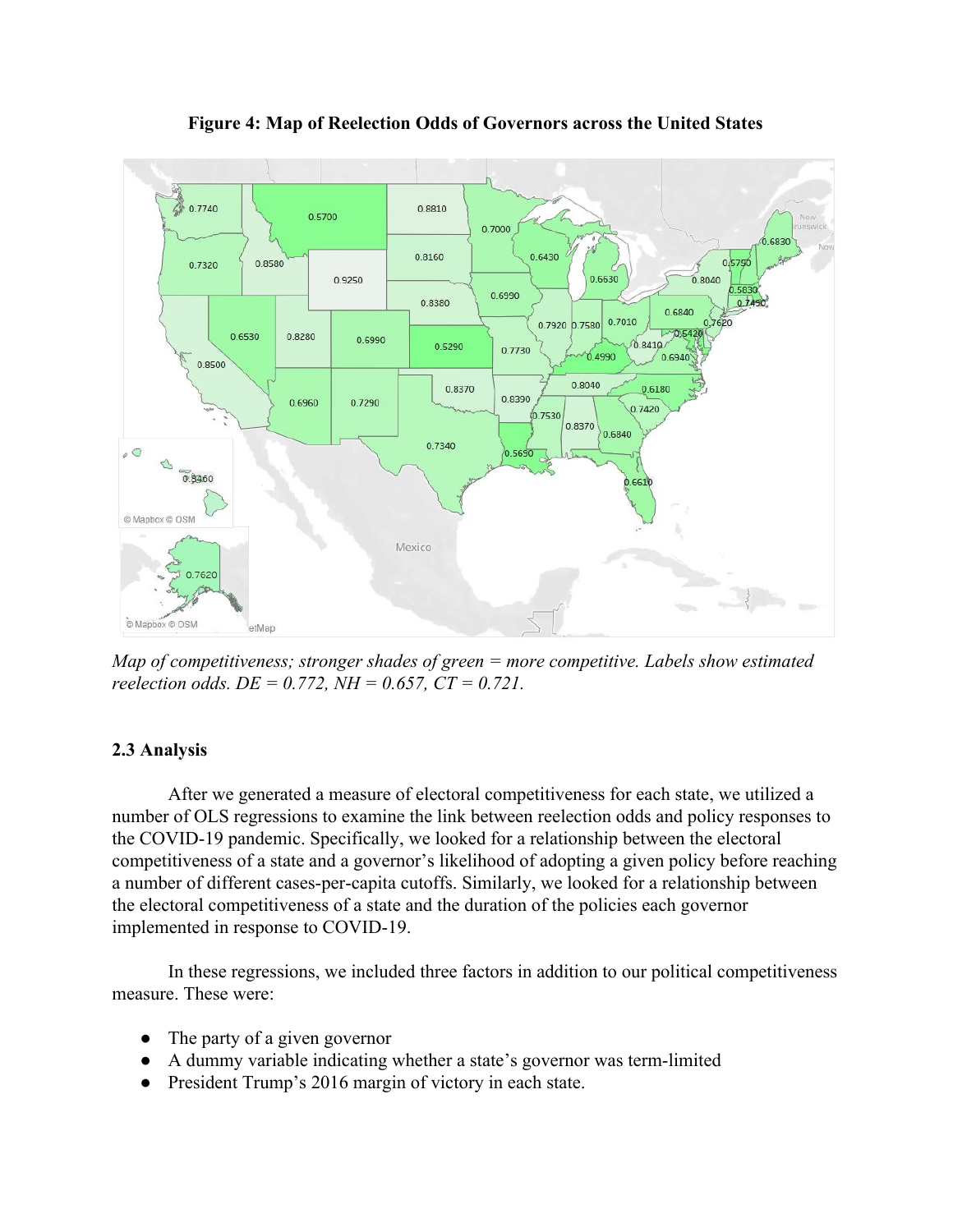**Figure 4: Map of Reelection Odds of Governors across the United States**

*Map of competitiveness; stronger shades of green = more competitive. Labels show estimated reelection odds. DE = 0.772, NH = 0.657, CT = 0.721.*

### 2.3 Analysis

After we generated a measure of electoral competitiveness for each state, we utilized a number of OLS regressions to examine the link between reelection odds and policy responses to the COVID-19 pandemic. Specifically, we looked for a relationship between the electoral competitiveness of a state and a governor's likelihood of adopting a given policy before reaching a number of different cases-per-capita cutoffs. Similarly, we looked for a relationship between the electoral competitiveness of a state and the duration of the policies each governor implemented in response to COVID-19.

In these regressions, we included three factors in addition to our political competitiveness measure. These were:

- The party of a given governor
- A dummy variable indicating whether a state's governor was term-limited
- President Trump's 2016 margin of victory in each state.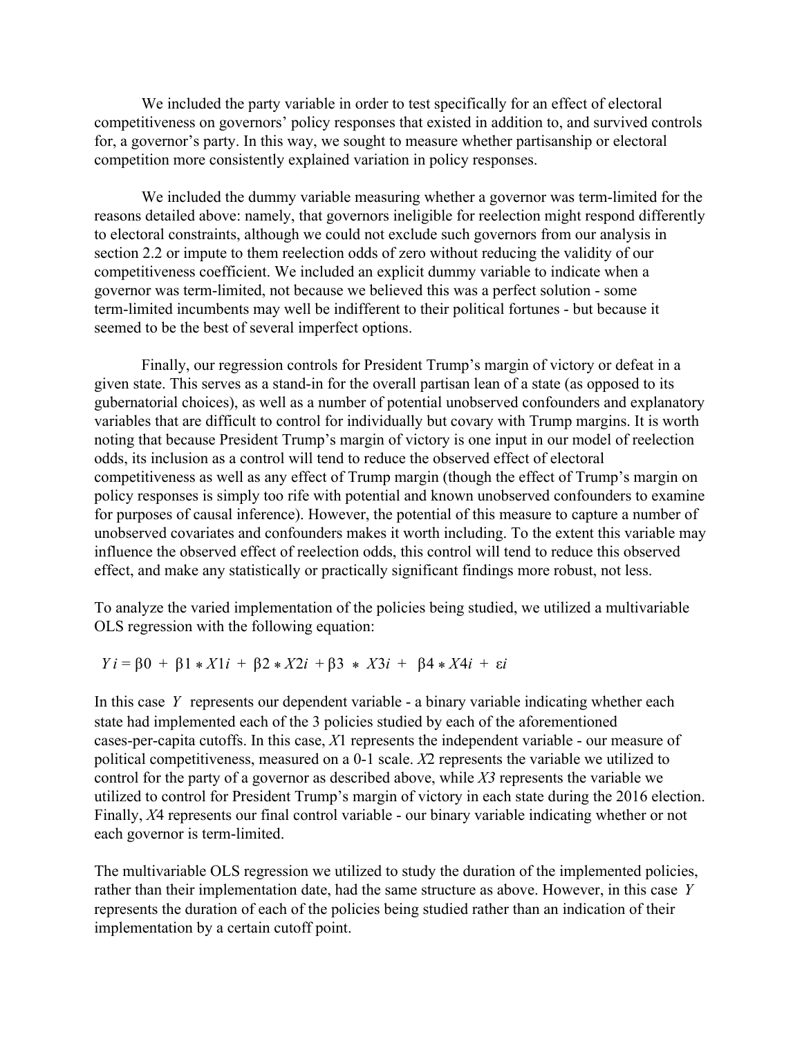We included the party variable in order to test specifically for an effect of electoral competitiveness on governors' policy responses that existed in addition to, and survived controls for, a governor's party. In this way, we sought to measure whether partisanship or electoral competition more consistently explained variation in policy responses.

We included the dummy variable measuring whether a governor was term-limited for the reasons detailed above: namely, that governors ineligible for reelection might respond differently to electoral constraints, although we could not exclude such governors from our analysis in section 2.2 or impute to them reelection odds of zero without reducing the validity of our competitiveness coefficient. We included an explicit dummy variable to indicate when a governor was term-limited, not because we believed this was a perfect solution - some term-limited incumbents may well be indifferent to their political fortunes - but because it seemed to be the best of several imperfect options.

Finally, our regression controls for President Trump's margin of victory or defeat in a given state. This serves as a stand-in for the overall partisan lean of a state (as opposed to its gubernatorial choices), as well as a number of potential unobserved confounders and explanatory variables that are difficult to control for individually but covary with Trump margins. It is worth noting that because President Trump's margin of victory is one input in our model of reelection odds, its inclusion as a control will tend to reduce the observed effect of electoral competitiveness as well as any effect of Trump margin (though the effect of Trump's margin on policy responses is simply too rife with potential and known unobserved confounders to examine for purposes of causal inference). However, the potential of this measure to capture a number of unobserved covariates and confounders makes it worth including. To the extent this variable may influence the observed effect of reelection odds, this control will tend to reduce this observed effect, and make any statistically or practically significant findings more robust, not less.

To analyze the varied implementation of the policies being studied, we utilized a multivariable OLS regression with the following equation:

$$Y_i = \beta_0 + \beta_1 * X1_i + \beta_2 * X2_i + \beta_3 * X3_i + \beta_4 * X4_i + \varepsilon_i$$

In this case $Y$ represents our dependent variable - a binary variable indicating whether each state had implemented each of the 3 policies studied by each of the aforementioned cases-per-capita cutoffs. In this case, $X1$ represents the independent variable - our measure of political competitiveness, measured on a 0-1 scale. $X2$ represents the variable we utilized to control for the party of a governor as described above, while $X3$ represents the variable we utilized to control for President Trump's margin of victory in each state during the 2016 election. Finally, $X4$ represents our final control variable - our binary variable indicating whether or not each governor is term-limited.

The multivariable OLS regression we utilized to study the duration of the implemented policies, rather than their implementation date, had the same structure as above. However, in this case $Y$ represents the duration of each of the policies being studied rather than an indication of their implementation by a certain cutoff point.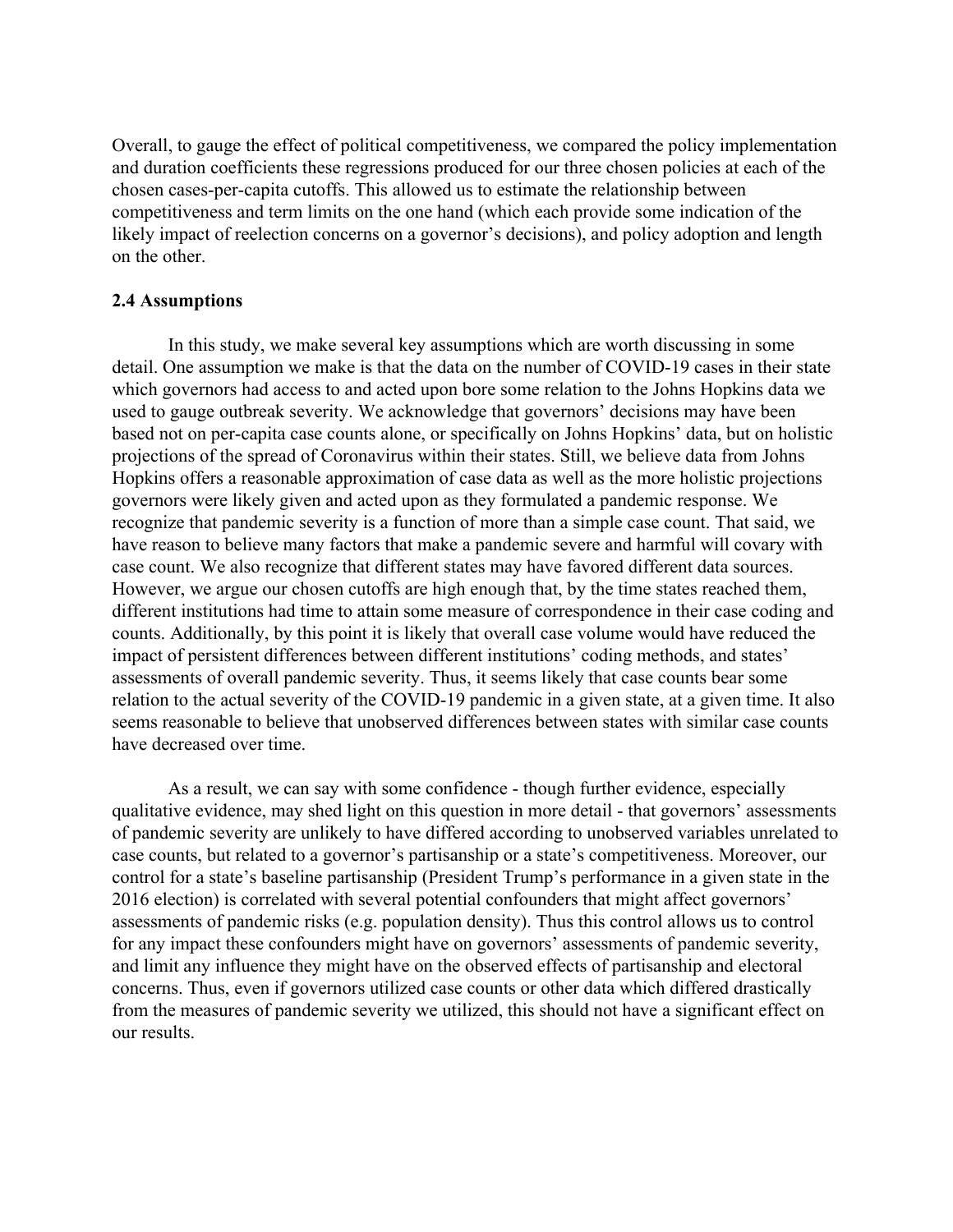Overall, to gauge the effect of political competitiveness, we compared the policy implementation and duration coefficients these regressions produced for our three chosen policies at each of the chosen cases-per-capita cutoffs. This allowed us to estimate the relationship between competitiveness and term limits on the one hand (which each provide some indication of the likely impact of reelection concerns on a governor's decisions), and policy adoption and length on the other.

### 2.4 Assumptions

In this study, we make several key assumptions which are worth discussing in some detail. One assumption we make is that the data on the number of COVID-19 cases in their state which governors had access to and acted upon bore some relation to the Johns Hopkins data we used to gauge outbreak severity. We acknowledge that governors' decisions may have been based not on per-capita case counts alone, or specifically on Johns Hopkins' data, but on holistic projections of the spread of Coronavirus within their states. Still, we believe data from Johns Hopkins offers a reasonable approximation of case data as well as the more holistic projections governors were likely given and acted upon as they formulated a pandemic response. We recognize that pandemic severity is a function of more than a simple case count. That said, we have reason to believe many factors that make a pandemic severe and harmful will covary with case count. We also recognize that different states may have favored different data sources. However, we argue our chosen cutoffs are high enough that, by the time states reached them, different institutions had time to attain some measure of correspondence in their case coding and counts. Additionally, by this point it is likely that overall case volume would have reduced the impact of persistent differences between different institutions' coding methods, and states' assessments of overall pandemic severity. Thus, it seems likely that case counts bear some relation to the actual severity of the COVID-19 pandemic in a given state, at a given time. It also seems reasonable to believe that unobserved differences between states with similar case counts have decreased over time.

As a result, we can say with some confidence - though further evidence, especially qualitative evidence, may shed light on this question in more detail - that governors' assessments of pandemic severity are unlikely to have differed according to unobserved variables unrelated to case counts, but related to a governor's partisanship or a state's competitiveness. Moreover, our control for a state's baseline partisanship (President Trump's performance in a given state in the 2016 election) is correlated with several potential confounders that might affect governors' assessments of pandemic risks (e.g. population density). Thus this control allows us to control for any impact these confounders might have on governors' assessments of pandemic severity, and limit any influence they might have on the observed effects of partisanship and electoral concerns. Thus, even if governors utilized case counts or other data which differed drastically from the measures of pandemic severity we utilized, this should not have a significant effect on our results.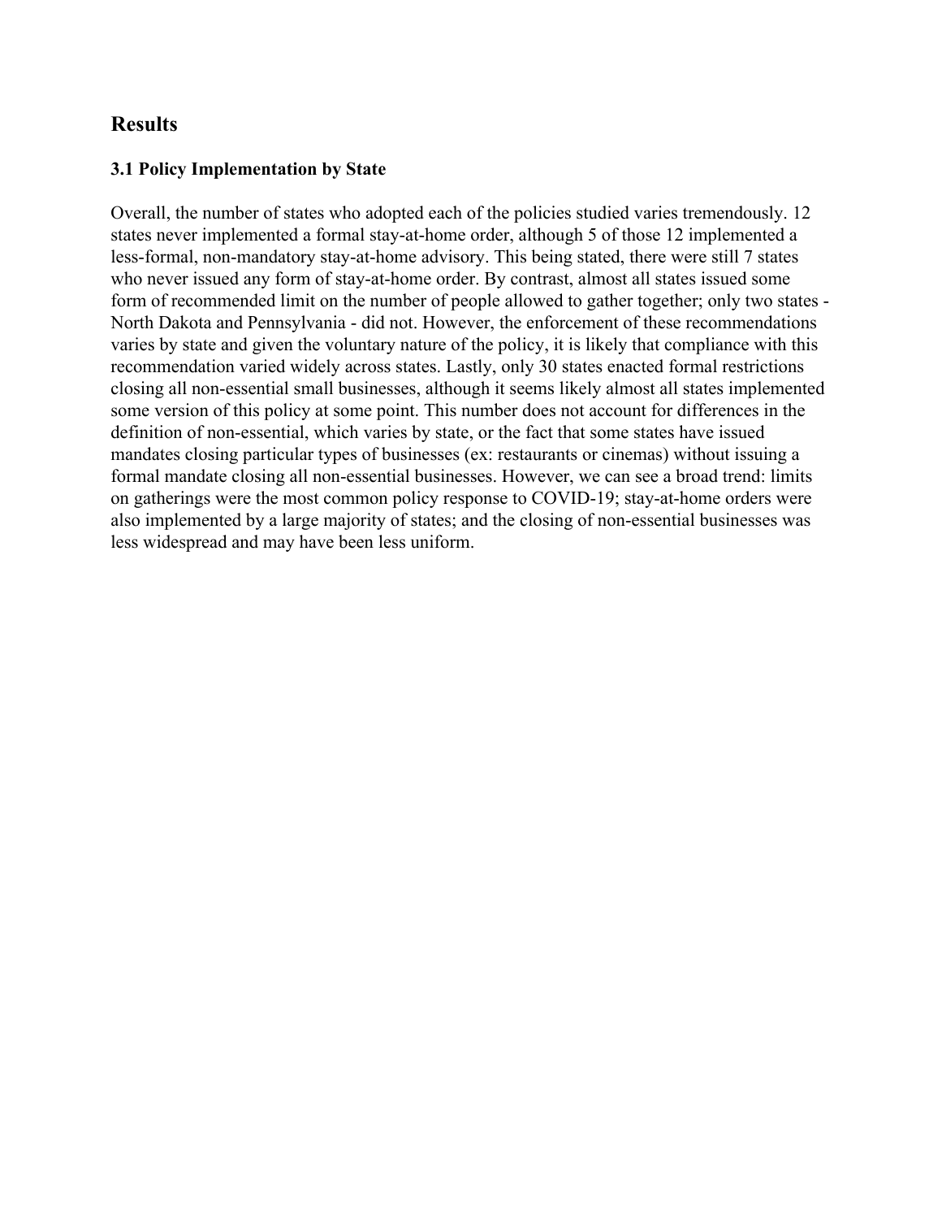## Results

### 3.1 Policy Implementation by State

Overall, the number of states who adopted each of the policies studied varies tremendously. 12 states never implemented a formal stay-at-home order, although 5 of those 12 implemented a less-formal, non-mandatory stay-at-home advisory. This being stated, there were still 7 states who never issued any form of stay-at-home order. By contrast, almost all states issued some form of recommended limit on the number of people allowed to gather together; only two states - North Dakota and Pennsylvania - did not. However, the enforcement of these recommendations varies by state and given the voluntary nature of the policy, it is likely that compliance with this recommendation varied widely across states. Lastly, only 30 states enacted formal restrictions closing all non-essential small businesses, although it seems likely almost all states implemented some version of this policy at some point. This number does not account for differences in the definition of non-essential, which varies by state, or the fact that some states have issued mandates closing particular types of businesses (ex: restaurants or cinemas) without issuing a formal mandate closing all non-essential businesses. However, we can see a broad trend: limits on gatherings were the most common policy response to COVID-19; stay-at-home orders were also implemented by a large majority of states; and the closing of non-essential businesses was less widespread and may have been less uniform.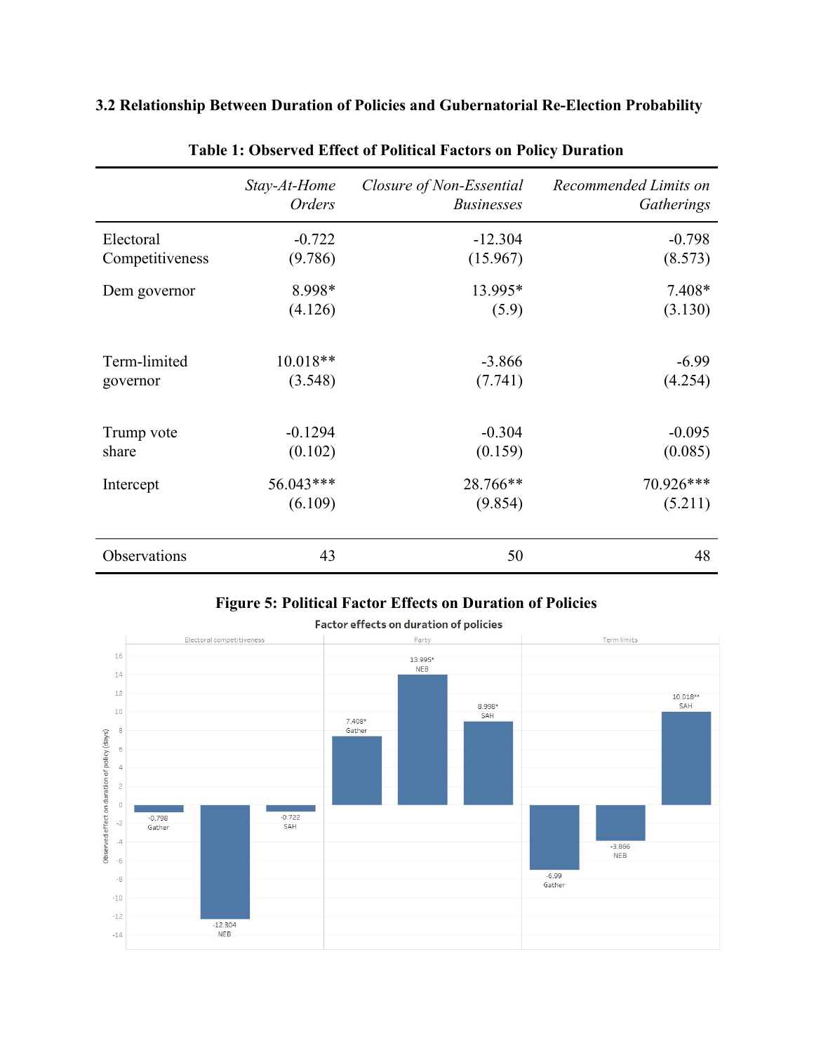### 3.2 Relationship Between Duration of Policies and Gubernatorial Re-Election Probability

**Table 1: Observed Effect of Political Factors on Policy Duration**

| | *Stay-At-Home Orders* | *Closure of Non-Essential Businesses* | *Recommended Limits on Gatherings* |
|---|---|---|---|
| Electoral Competitiveness | -0.722<br>(9.786) | -12.304<br>(15.967) | -0.798<br>(8.573) |
| Dem governor | 8.998*<br>(4.126) | 13.995*<br>(5.9) | 7.408*<br>(3.130) |
| Term-limited governor | 10.018**<br>(3.548) | -3.866<br>(7.741) | -6.99<br>(4.254) |
| Trump vote share | -0.1294<br>(0.102) | -0.304<br>(0.159) | -0.095<br>(0.085) |
| Intercept | 56.043***<br>(6.109) | 28.766**<br>(9.854) | 70.926***<br>(5.211) |
| Observations | 43 | 50 | 48 |

**Figure 5: Political Factor Effects on Duration of Policies**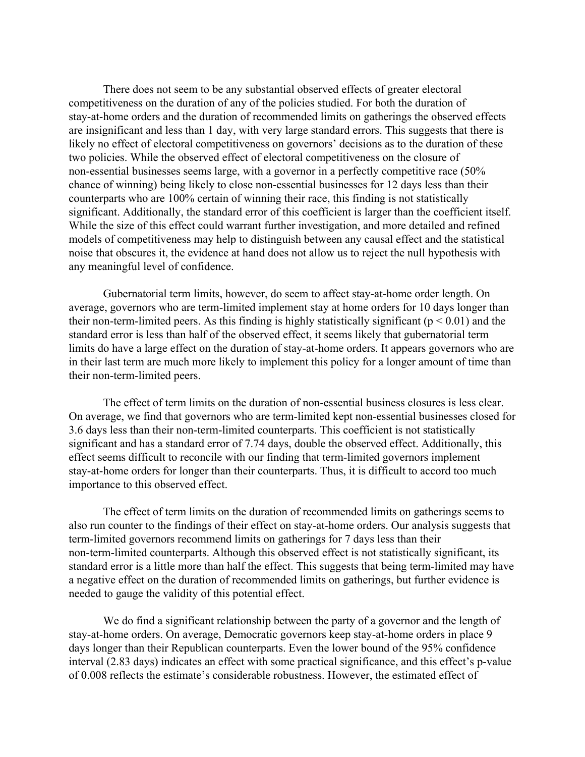There does not seem to be any substantial observed effects of greater electoral competitiveness on the duration of any of the policies studied. For both the duration of stay-at-home orders and the duration of recommended limits on gatherings the observed effects are insignificant and less than 1 day, with very large standard errors. This suggests that there is likely no effect of electoral competitiveness on governors' decisions as to the duration of these two policies. While the observed effect of electoral competitiveness on the closure of non-essential businesses seems large, with a governor in a perfectly competitive race (50% chance of winning) being likely to close non-essential businesses for 12 days less than their counterparts who are 100% certain of winning their race, this finding is not statistically significant. Additionally, the standard error of this coefficient is larger than the coefficient itself. While the size of this effect could warrant further investigation, and more detailed and refined models of competitiveness may help to distinguish between any causal effect and the statistical noise that obscures it, the evidence at hand does not allow us to reject the null hypothesis with any meaningful level of confidence.

Gubernatorial term limits, however, do seem to affect stay-at-home order length. On average, governors who are term-limited implement stay at home orders for 10 days longer than their non-term-limited peers. As this finding is highly statistically significant ($p < 0.01$) and the standard error is less than half of the observed effect, it seems likely that gubernatorial term limits do have a large effect on the duration of stay-at-home orders. It appears governors who are in their last term are much more likely to implement this policy for a longer amount of time than their non-term-limited peers.

The effect of term limits on the duration of non-essential business closures is less clear. On average, we find that governors who are term-limited kept non-essential businesses closed for 3.6 days less than their non-term-limited counterparts. This coefficient is not statistically significant and has a standard error of 7.74 days, double the observed effect. Additionally, this effect seems difficult to reconcile with our finding that term-limited governors implement stay-at-home orders for longer than their counterparts. Thus, it is difficult to accord too much importance to this observed effect.

The effect of term limits on the duration of recommended limits on gatherings seems to also run counter to the findings of their effect on stay-at-home orders. Our analysis suggests that term-limited governors recommend limits on gatherings for 7 days less than their non-term-limited counterparts. Although this observed effect is not statistically significant, its standard error is a little more than half the effect. This suggests that being term-limited may have a negative effect on the duration of recommended limits on gatherings, but further evidence is needed to gauge the validity of this potential effect.

We do find a significant relationship between the party of a governor and the length of stay-at-home orders. On average, Democratic governors keep stay-at-home orders in place 9 days longer than their Republican counterparts. Even the lower bound of the 95% confidence interval (2.83 days) indicates an effect with some practical significance, and this effect's p-value of 0.008 reflects the estimate's considerable robustness. However, the estimated effect of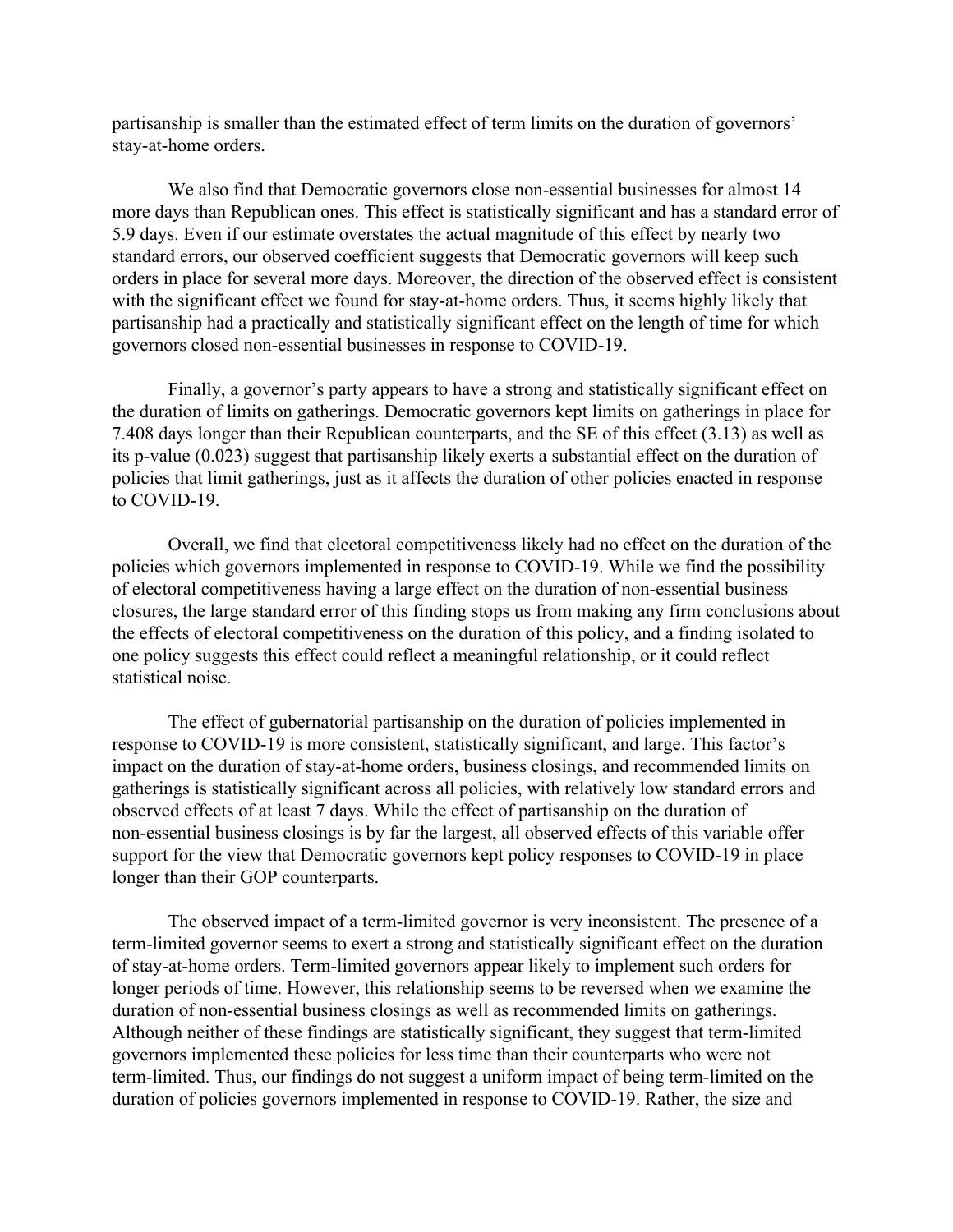partisanship is smaller than the estimated effect of term limits on the duration of governors' stay-at-home orders.

We also find that Democratic governors close non-essential businesses for almost 14 more days than Republican ones. This effect is statistically significant and has a standard error of 5.9 days. Even if our estimate overstates the actual magnitude of this effect by nearly two standard errors, our observed coefficient suggests that Democratic governors will keep such orders in place for several more days. Moreover, the direction of the observed effect is consistent with the significant effect we found for stay-at-home orders. Thus, it seems highly likely that partisanship had a practically and statistically significant effect on the length of time for which governors closed non-essential businesses in response to COVID-19.

Finally, a governor's party appears to have a strong and statistically significant effect on the duration of limits on gatherings. Democratic governors kept limits on gatherings in place for 7.408 days longer than their Republican counterparts, and the SE of this effect (3.13) as well as its p-value (0.023) suggest that partisanship likely exerts a substantial effect on the duration of policies that limit gatherings, just as it affects the duration of other policies enacted in response to COVID-19.

Overall, we find that electoral competitiveness likely had no effect on the duration of the policies which governors implemented in response to COVID-19. While we find the possibility of electoral competitiveness having a large effect on the duration of non-essential business closures, the large standard error of this finding stops us from making any firm conclusions about the effects of electoral competitiveness on the duration of this policy, and a finding isolated to one policy suggests this effect could reflect a meaningful relationship, or it could reflect statistical noise.

The effect of gubernatorial partisanship on the duration of policies implemented in response to COVID-19 is more consistent, statistically significant, and large. This factor's impact on the duration of stay-at-home orders, business closings, and recommended limits on gatherings is statistically significant across all policies, with relatively low standard errors and observed effects of at least 7 days. While the effect of partisanship on the duration of non-essential business closings is by far the largest, all observed effects of this variable offer support for the view that Democratic governors kept policy responses to COVID-19 in place longer than their GOP counterparts.

The observed impact of a term-limited governor is very inconsistent. The presence of a term-limited governor seems to exert a strong and statistically significant effect on the duration of stay-at-home orders. Term-limited governors appear likely to implement such orders for longer periods of time. However, this relationship seems to be reversed when we examine the duration of non-essential business closings as well as recommended limits on gatherings. Although neither of these findings are statistically significant, they suggest that term-limited governors implemented these policies for less time than their counterparts who were not term-limited. Thus, our findings do not suggest a uniform impact of being term-limited on the duration of policies governors implemented in response to COVID-19. Rather, the size and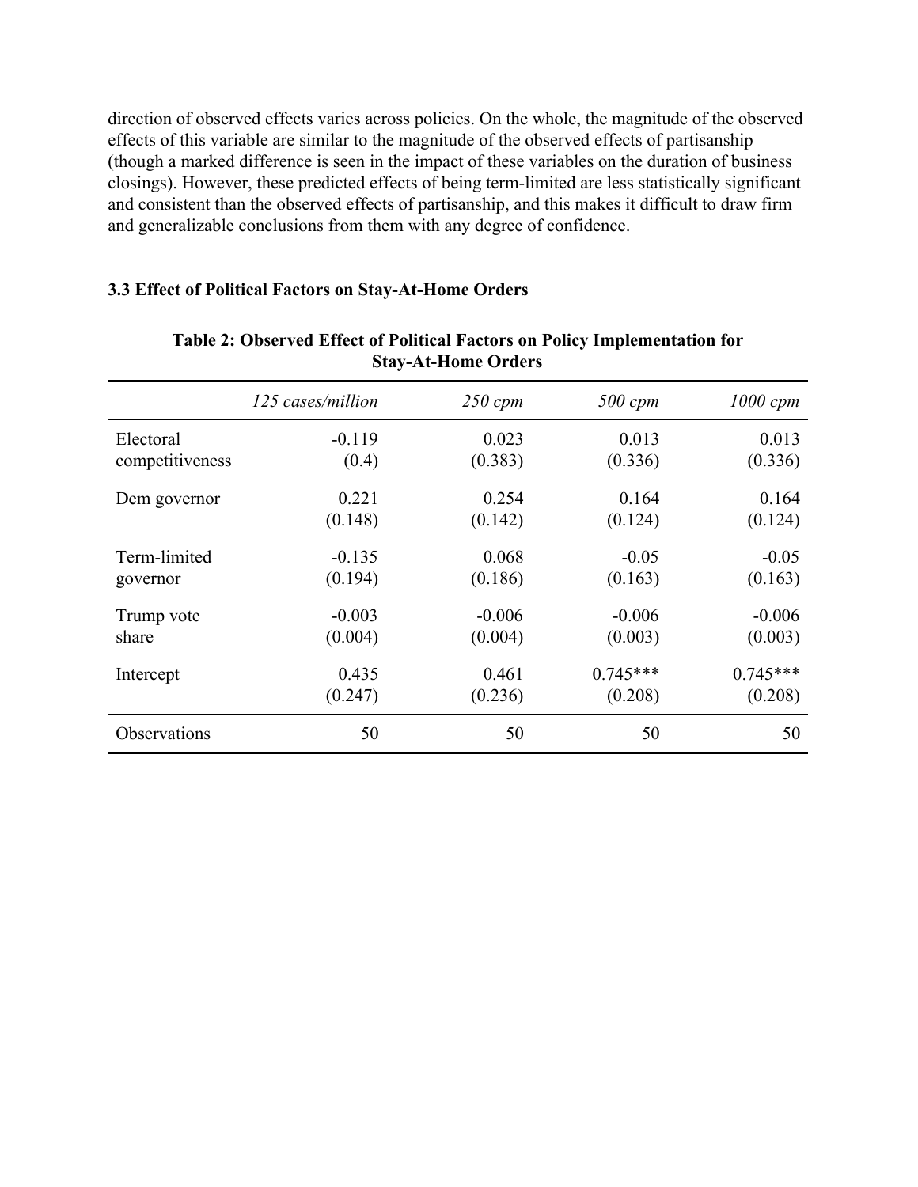direction of observed effects varies across policies. On the whole, the magnitude of the observed effects of this variable are similar to the magnitude of the observed effects of partisanship (though a marked difference is seen in the impact of these variables on the duration of business closings). However, these predicted effects of being term-limited are less statistically significant and consistent than the observed effects of partisanship, and this makes it difficult to draw firm and generalizable conclusions from them with any degree of confidence.

### 3.3 Effect of Political Factors on Stay-At-Home Orders

**Table 2: Observed Effect of Political Factors on Policy Implementation for Stay-At-Home Orders**

| | *125 cases/million* | *250 cpm* | *500 cpm* | *1000 cpm* |
|---|---|---|---|---|
| Electoral competitiveness | -0.119<br>(0.4) | 0.023<br>(0.383) | 0.013<br>(0.336) | 0.013<br>(0.336) |
| Dem governor | 0.221<br>(0.148) | 0.254<br>(0.142) | 0.164<br>(0.124) | 0.164<br>(0.124) |
| Term-limited governor | -0.135<br>(0.194) | 0.068<br>(0.186) | -0.05<br>(0.163) | -0.05<br>(0.163) |
| Trump vote share | -0.003<br>(0.004) | -0.006<br>(0.004) | -0.006<br>(0.003) | -0.006<br>(0.003) |
| Intercept | 0.435<br>(0.247) | 0.461<br>(0.236) | 0.745***<br>(0.208) | 0.745***<br>(0.208) |
| Observations | 50 | 50 | 50 | 50 |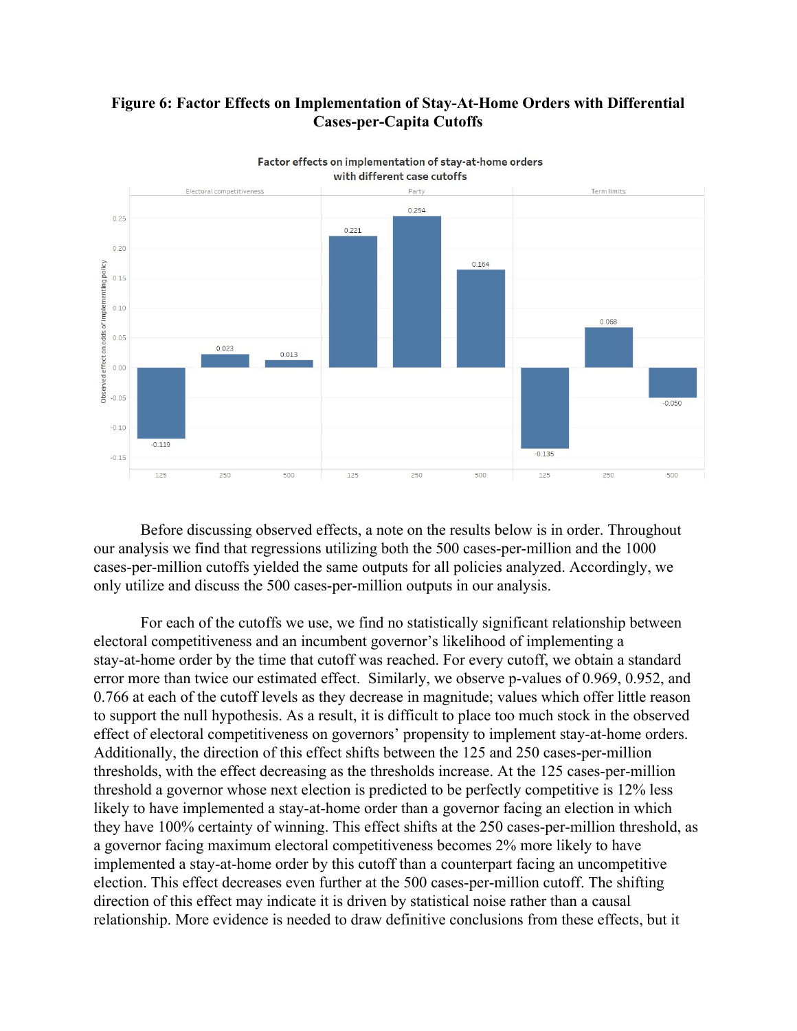**Figure 6: Factor Effects on Implementation of Stay-At-Home Orders with Differential Cases-per-Capita Cutoffs**

Before discussing observed effects, a note on the results below is in order. Throughout our analysis we find that regressions utilizing both the 500 cases-per-million and the 1000 cases-per-million cutoffs yielded the same outputs for all policies analyzed. Accordingly, we only utilize and discuss the 500 cases-per-million outputs in our analysis.

For each of the cutoffs we use, we find no statistically significant relationship between electoral competitiveness and an incumbent governor's likelihood of implementing a stay-at-home order by the time that cutoff was reached. For every cutoff, we obtain a standard error more than twice our estimated effect. Similarly, we observe p-values of 0.969, 0.952, and 0.766 at each of the cutoff levels as they decrease in magnitude; values which offer little reason to support the null hypothesis. As a result, it is difficult to place too much stock in the observed effect of electoral competitiveness on governors' propensity to implement stay-at-home orders. Additionally, the direction of this effect shifts between the 125 and 250 cases-per-million thresholds, with the effect decreasing as the thresholds increase. At the 125 cases-per-million threshold a governor whose next election is predicted to be perfectly competitive is 12% less likely to have implemented a stay-at-home order than a governor facing an election in which they have 100% certainty of winning. This effect shifts at the 250 cases-per-million threshold, as a governor facing maximum electoral competitiveness becomes 2% more likely to have implemented a stay-at-home order by this cutoff than a counterpart facing an uncompetitive election. This effect decreases even further at the 500 cases-per-million cutoff. The shifting direction of this effect may indicate it is driven by statistical noise rather than a causal relationship. More evidence is needed to draw definitive conclusions from these effects, but it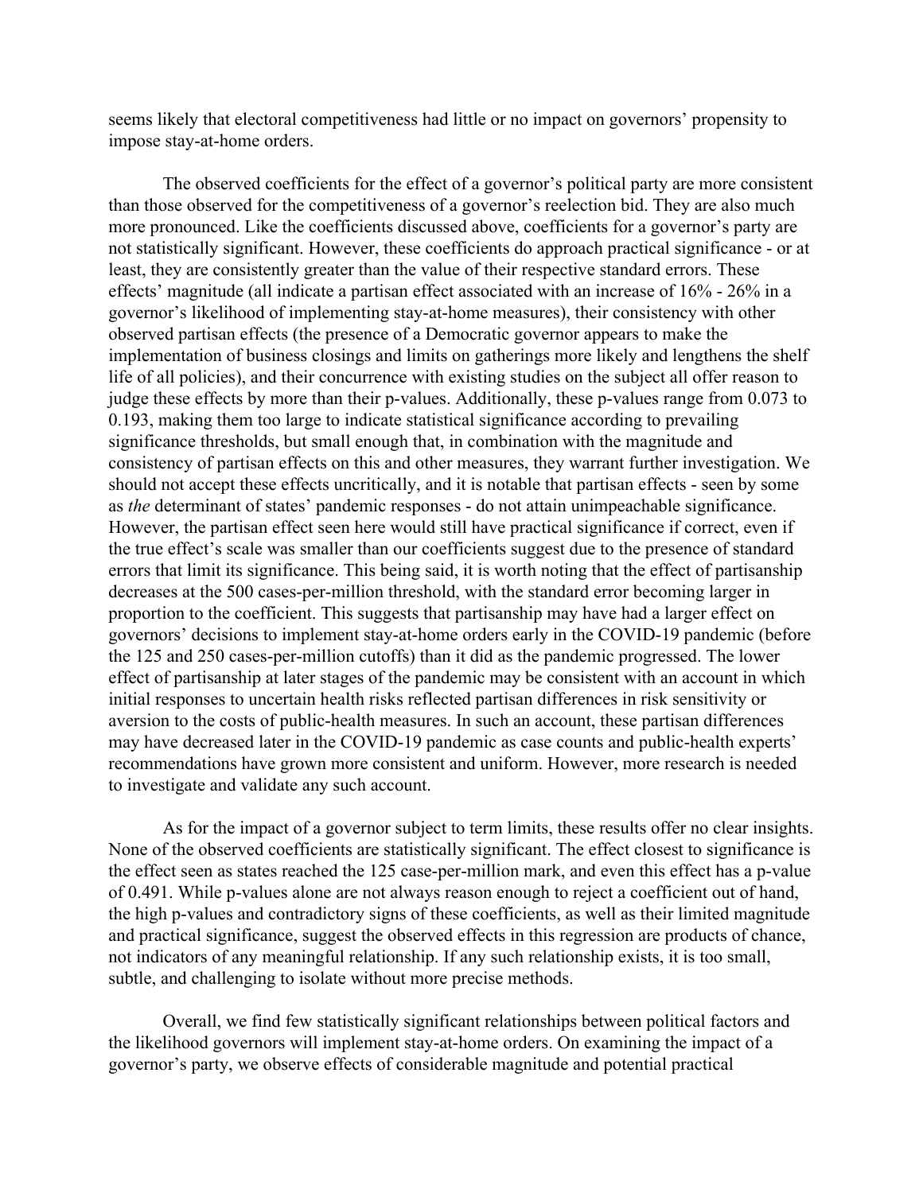seems likely that electoral competitiveness had little or no impact on governors' propensity to impose stay-at-home orders.

The observed coefficients for the effect of a governor's political party are more consistent than those observed for the competitiveness of a governor's reelection bid. They are also much more pronounced. Like the coefficients discussed above, coefficients for a governor's party are not statistically significant. However, these coefficients do approach practical significance - or at least, they are consistently greater than the value of their respective standard errors. These effects' magnitude (all indicate a partisan effect associated with an increase of 16% - 26% in a governor's likelihood of implementing stay-at-home measures), their consistency with other observed partisan effects (the presence of a Democratic governor appears to make the implementation of business closings and limits on gatherings more likely and lengthens the shelf life of all policies), and their concurrence with existing studies on the subject all offer reason to judge these effects by more than their p-values. Additionally, these p-values range from 0.073 to 0.193, making them too large to indicate statistical significance according to prevailing significance thresholds, but small enough that, in combination with the magnitude and consistency of partisan effects on this and other measures, they warrant further investigation. We should not accept these effects uncritically, and it is notable that partisan effects - seen by some as *the* determinant of states' pandemic responses - do not attain unimpeachable significance. However, the partisan effect seen here would still have practical significance if correct, even if the true effect's scale was smaller than our coefficients suggest due to the presence of standard errors that limit its significance. This being said, it is worth noting that the effect of partisanship decreases at the 500 cases-per-million threshold, with the standard error becoming larger in proportion to the coefficient. This suggests that partisanship may have had a larger effect on governors' decisions to implement stay-at-home orders early in the COVID-19 pandemic (before the 125 and 250 cases-per-million cutoffs) than it did as the pandemic progressed. The lower effect of partisanship at later stages of the pandemic may be consistent with an account in which initial responses to uncertain health risks reflected partisan differences in risk sensitivity or aversion to the costs of public-health measures. In such an account, these partisan differences may have decreased later in the COVID-19 pandemic as case counts and public-health experts' recommendations have grown more consistent and uniform. However, more research is needed to investigate and validate any such account.

As for the impact of a governor subject to term limits, these results offer no clear insights. None of the observed coefficients are statistically significant. The effect closest to significance is the effect seen as states reached the 125 case-per-million mark, and even this effect has a p-value of 0.491. While p-values alone are not always reason enough to reject a coefficient out of hand, the high p-values and contradictory signs of these coefficients, as well as their limited magnitude and practical significance, suggest the observed effects in this regression are products of chance, not indicators of any meaningful relationship. If any such relationship exists, it is too small, subtle, and challenging to isolate without more precise methods.

Overall, we find few statistically significant relationships between political factors and the likelihood governors will implement stay-at-home orders. On examining the impact of a governor's party, we observe effects of considerable magnitude and potential practical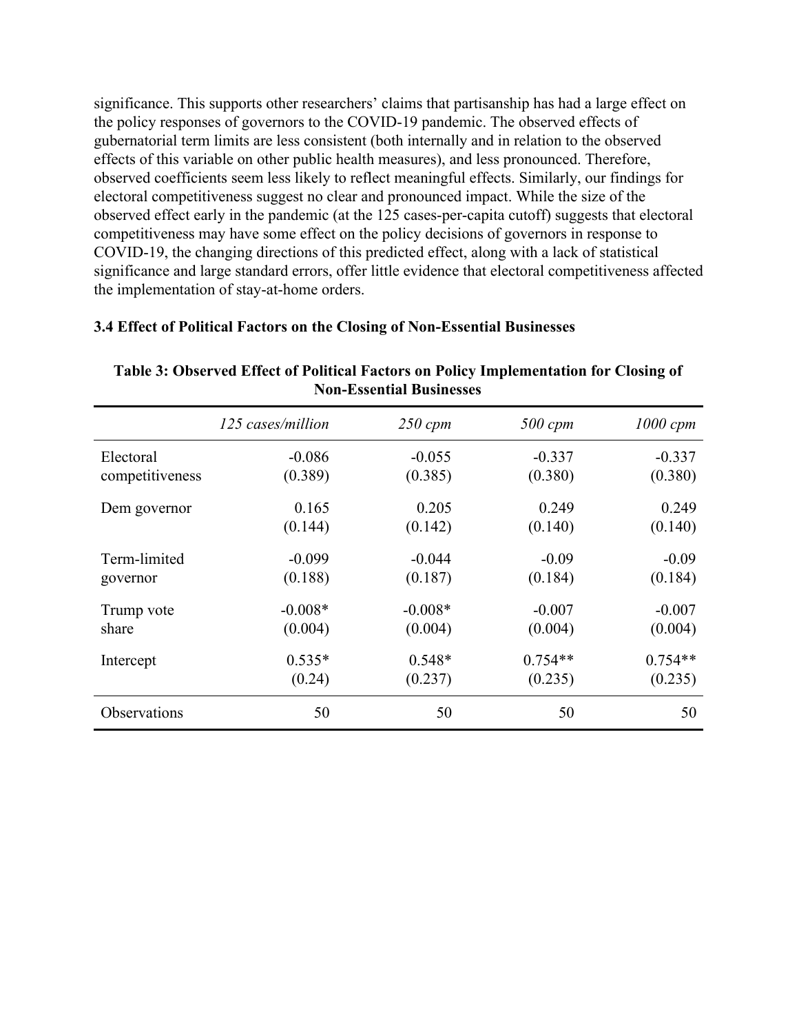significance. This supports other researchers' claims that partisanship has had a large effect on the policy responses of governors to the COVID-19 pandemic. The observed effects of gubernatorial term limits are less consistent (both internally and in relation to the observed effects of this variable on other public health measures), and less pronounced. Therefore, observed coefficients seem less likely to reflect meaningful effects. Similarly, our findings for electoral competitiveness suggest no clear and pronounced impact. While the size of the observed effect early in the pandemic (at the 125 cases-per-capita cutoff) suggests that electoral competitiveness may have some effect on the policy decisions of governors in response to COVID-19, the changing directions of this predicted effect, along with a lack of statistical significance and large standard errors, offer little evidence that electoral competitiveness affected the implementation of stay-at-home orders.

### 3.4 Effect of Political Factors on the Closing of Non-Essential Businesses

**Table 3: Observed Effect of Political Factors on Policy Implementation for Closing of Non-Essential Businesses**

| | *125 cases/million* | *250 cpm* | *500 cpm* | *1000 cpm* |
|---|---|---|---|---|
| Electoral competitiveness | -0.086<br>(0.389) | -0.055<br>(0.385) | -0.337<br>(0.380) | -0.337<br>(0.380) |
| Dem governor | 0.165<br>(0.144) | 0.205<br>(0.142) | 0.249<br>(0.140) | 0.249<br>(0.140) |
| Term-limited governor | -0.099<br>(0.188) | -0.044<br>(0.187) | -0.09<br>(0.184) | -0.09<br>(0.184) |
| Trump vote share | -0.008*<br>(0.004) | -0.008*<br>(0.004) | -0.007<br>(0.004) | -0.007<br>(0.004) |
| Intercept | 0.535*<br>(0.24) | 0.548*<br>(0.237) | 0.754**<br>(0.235) | 0.754**<br>(0.235) |
| Observations | 50 | 50 | 50 | 50 |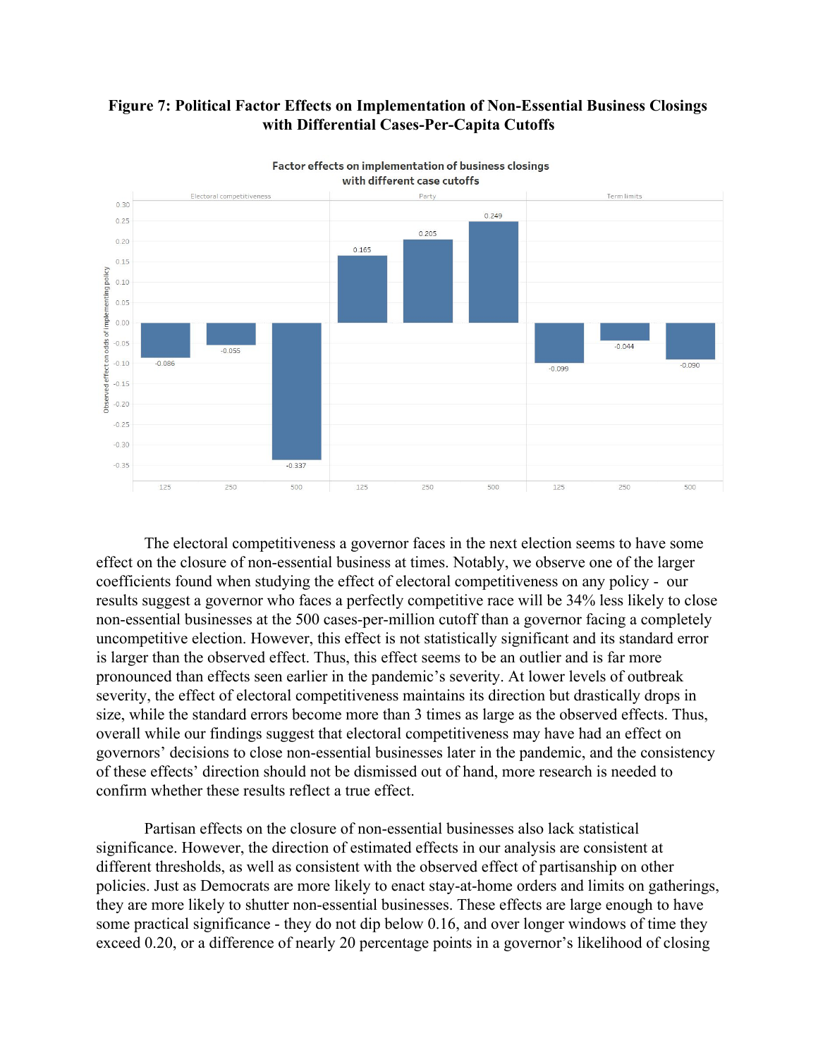**Figure 7: Political Factor Effects on Implementation of Non-Essential Business Closings with Differential Cases-Per-Capita Cutoffs**

The electoral competitiveness a governor faces in the next election seems to have some effect on the closure of non-essential business at times. Notably, we observe one of the larger coefficients found when studying the effect of electoral competitiveness on any policy - our results suggest a governor who faces a perfectly competitive race will be 34% less likely to close non-essential businesses at the 500 cases-per-million cutoff than a governor facing a completely uncompetitive election. However, this effect is not statistically significant and its standard error is larger than the observed effect. Thus, this effect seems to be an outlier and is far more pronounced than effects seen earlier in the pandemic's severity. At lower levels of outbreak severity, the effect of electoral competitiveness maintains its direction but drastically drops in size, while the standard errors become more than 3 times as large as the observed effects. Thus, overall while our findings suggest that electoral competitiveness may have had an effect on governors' decisions to close non-essential businesses later in the pandemic, and the consistency of these effects' direction should not be dismissed out of hand, more research is needed to confirm whether these results reflect a true effect.

Partisan effects on the closure of non-essential businesses also lack statistical significance. However, the direction of estimated effects in our analysis are consistent at different thresholds, as well as consistent with the observed effect of partisanship on other policies. Just as Democrats are more likely to enact stay-at-home orders and limits on gatherings, they are more likely to shutter non-essential businesses. These effects are large enough to have some practical significance - they do not dip below 0.16, and over longer windows of time they exceed 0.20, or a difference of nearly 20 percentage points in a governor's likelihood of closing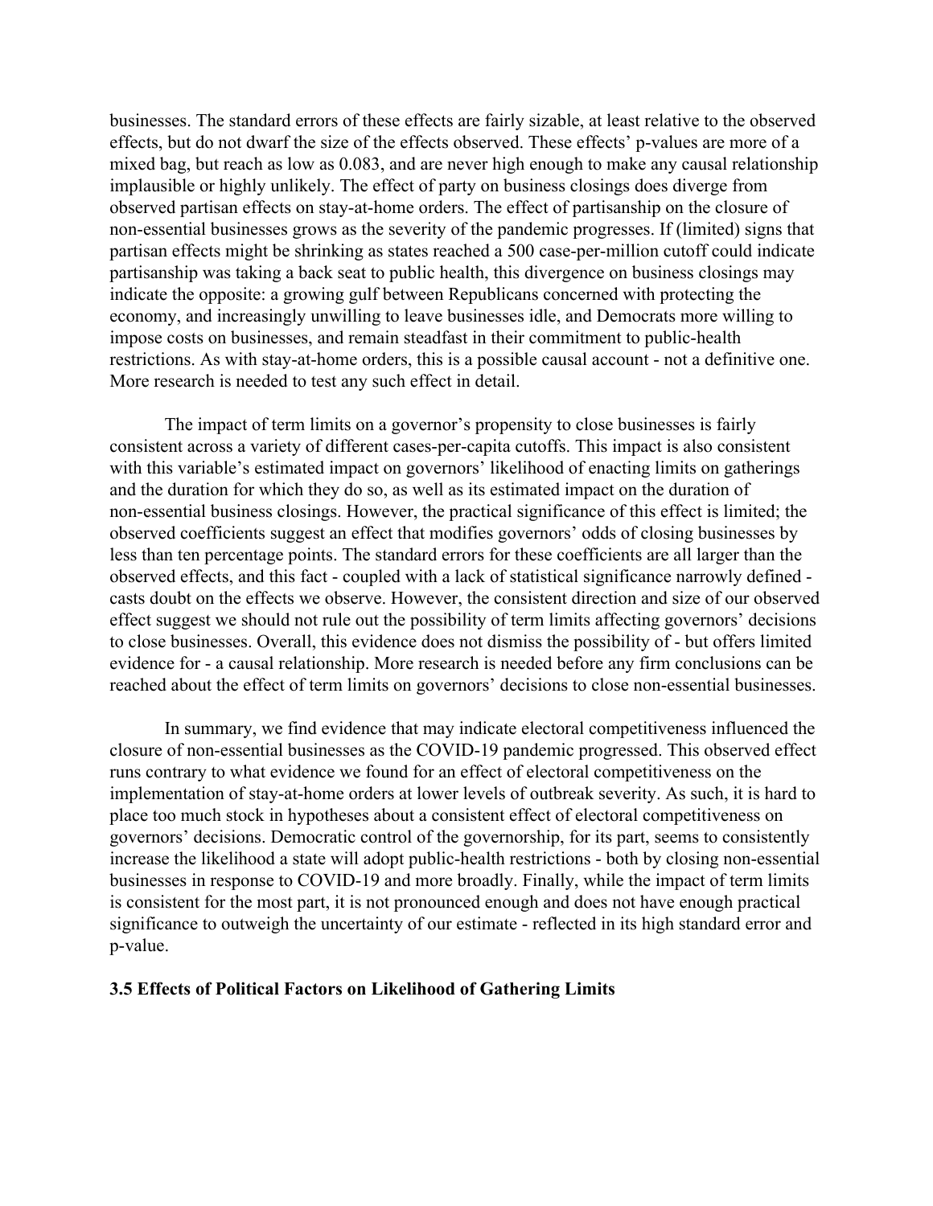businesses. The standard errors of these effects are fairly sizable, at least relative to the observed effects, but do not dwarf the size of the effects observed. These effects' p-values are more of a mixed bag, but reach as low as 0.083, and are never high enough to make any causal relationship implausible or highly unlikely. The effect of party on business closings does diverge from observed partisan effects on stay-at-home orders. The effect of partisanship on the closure of non-essential businesses grows as the severity of the pandemic progresses. If (limited) signs that partisan effects might be shrinking as states reached a 500 case-per-million cutoff could indicate partisanship was taking a back seat to public health, this divergence on business closings may indicate the opposite: a growing gulf between Republicans concerned with protecting the economy, and increasingly unwilling to leave businesses idle, and Democrats more willing to impose costs on businesses, and remain steadfast in their commitment to public-health restrictions. As with stay-at-home orders, this is a possible causal account - not a definitive one. More research is needed to test any such effect in detail.

The impact of term limits on a governor's propensity to close businesses is fairly consistent across a variety of different cases-per-capita cutoffs. This impact is also consistent with this variable's estimated impact on governors' likelihood of enacting limits on gatherings and the duration for which they do so, as well as its estimated impact on the duration of non-essential business closings. However, the practical significance of this effect is limited; the observed coefficients suggest an effect that modifies governors' odds of closing businesses by less than ten percentage points. The standard errors for these coefficients are all larger than the observed effects, and this fact - coupled with a lack of statistical significance narrowly defined - casts doubt on the effects we observe. However, the consistent direction and size of our observed effect suggest we should not rule out the possibility of term limits affecting governors' decisions to close businesses. Overall, this evidence does not dismiss the possibility of - but offers limited evidence for - a causal relationship. More research is needed before any firm conclusions can be reached about the effect of term limits on governors' decisions to close non-essential businesses.

In summary, we find evidence that may indicate electoral competitiveness influenced the closure of non-essential businesses as the COVID-19 pandemic progressed. This observed effect runs contrary to what evidence we found for an effect of electoral competitiveness on the implementation of stay-at-home orders at lower levels of outbreak severity. As such, it is hard to place too much stock in hypotheses about a consistent effect of electoral competitiveness on governors' decisions. Democratic control of the governorship, for its part, seems to consistently increase the likelihood a state will adopt public-health restrictions - both by closing non-essential businesses in response to COVID-19 and more broadly. Finally, while the impact of term limits is consistent for the most part, it is not pronounced enough and does not have enough practical significance to outweigh the uncertainty of our estimate - reflected in its high standard error and p-value.

### 3.5 Effects of Political Factors on Likelihood of Gathering Limits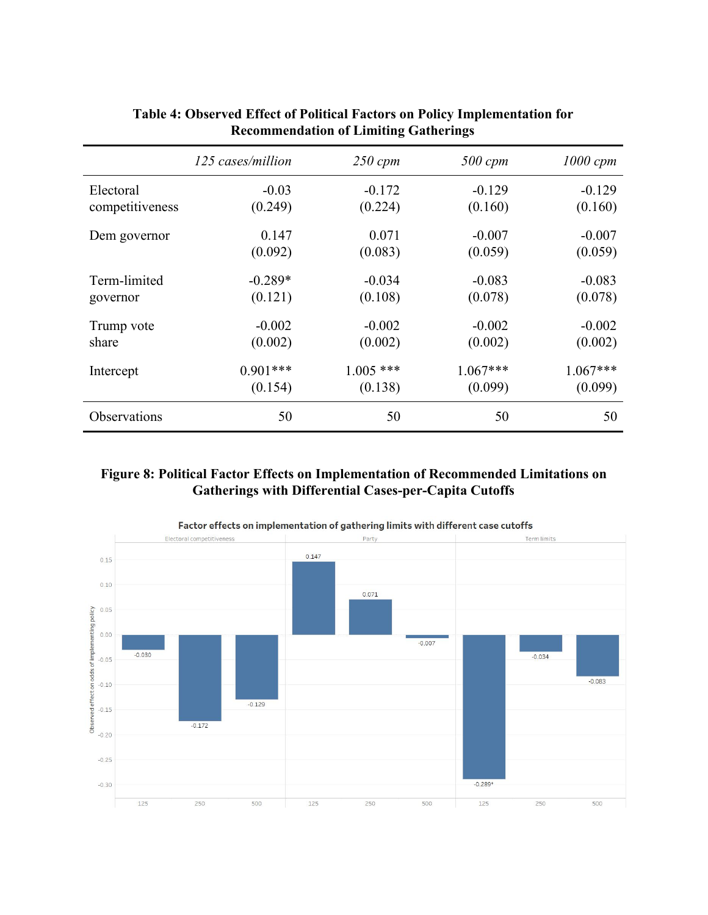**Table 4: Observed Effect of Political Factors on Policy Implementation for Recommendation of Limiting Gatherings**

| | *125 cases/million* | *250 cpm* | *500 cpm* | *1000 cpm* |
|---|---|---|---|---|
| Electoral competitiveness | -0.03<br>(0.249) | -0.172<br>(0.224) | -0.129<br>(0.160) | -0.129<br>(0.160) |
| Dem governor | 0.147<br>(0.092) | 0.071<br>(0.083) | -0.007<br>(0.059) | -0.007<br>(0.059) |
| Term-limited governor | -0.289*<br>(0.121) | -0.034<br>(0.108) | -0.083<br>(0.078) | -0.083<br>(0.078) |
| Trump vote share | -0.002<br>(0.002) | -0.002<br>(0.002) | -0.002<br>(0.002) | -0.002<br>(0.002) |
| Intercept | 0.901***<br>(0.154) | 1.005 ***<br>(0.138) | 1.067***<br>(0.099) | 1.067***<br>(0.099) |
| Observations | 50 | 50 | 50 | 50 |

**Figure 8: Political Factor Effects on Implementation of Recommended Limitations on Gatherings with Differential Cases-per-Capita Cutoffs**

Factor effects on implementation of gathering limits with different case cutoffs

| Factor | 125 | 250 | 500 |
|---|---|---|---|
| Electoral competitiveness | -0.030 | -0.172 | -0.129 |
| Party | 0.147 | 0.071 | -0.007 |
| Term limits | -0.289* | -0.034 | -0.083 |

Y-axis: Observed effect on odds of implementing policy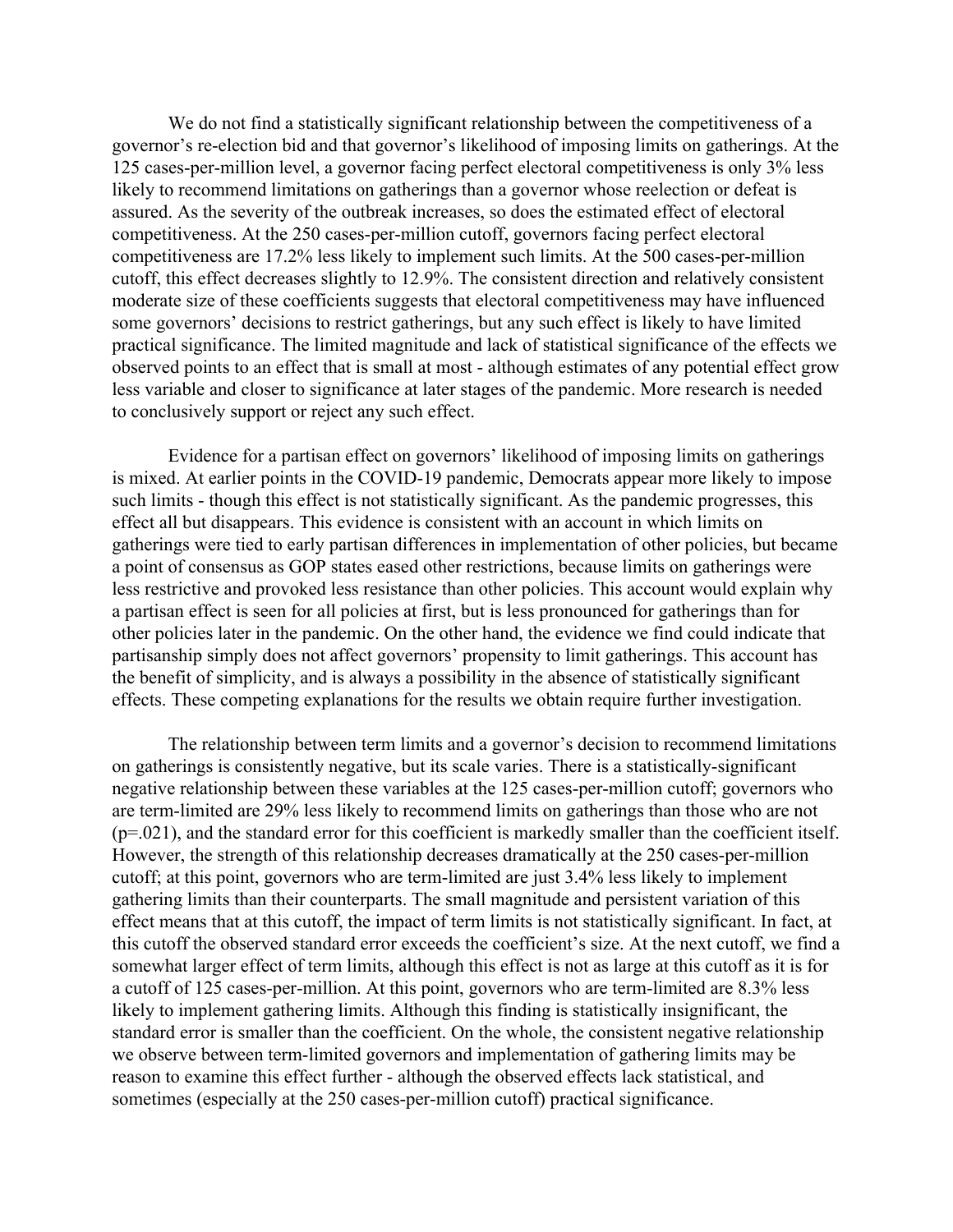We do not find a statistically significant relationship between the competitiveness of a governor's re-election bid and that governor's likelihood of imposing limits on gatherings. At the 125 cases-per-million level, a governor facing perfect electoral competitiveness is only 3% less likely to recommend limitations on gatherings than a governor whose reelection or defeat is assured. As the severity of the outbreak increases, so does the estimated effect of electoral competitiveness. At the 250 cases-per-million cutoff, governors facing perfect electoral competitiveness are 17.2% less likely to implement such limits. At the 500 cases-per-million cutoff, this effect decreases slightly to 12.9%. The consistent direction and relatively consistent moderate size of these coefficients suggests that electoral competitiveness may have influenced some governors' decisions to restrict gatherings, but any such effect is likely to have limited practical significance. The limited magnitude and lack of statistical significance of the effects we observed points to an effect that is small at most - although estimates of any potential effect grow less variable and closer to significance at later stages of the pandemic. More research is needed to conclusively support or reject any such effect.

Evidence for a partisan effect on governors' likelihood of imposing limits on gatherings is mixed. At earlier points in the COVID-19 pandemic, Democrats appear more likely to impose such limits - though this effect is not statistically significant. As the pandemic progresses, this effect all but disappears. This evidence is consistent with an account in which limits on gatherings were tied to early partisan differences in implementation of other policies, but became a point of consensus as GOP states eased other restrictions, because limits on gatherings were less restrictive and provoked less resistance than other policies. This account would explain why a partisan effect is seen for all policies at first, but is less pronounced for gatherings than for other policies later in the pandemic. On the other hand, the evidence we find could indicate that partisanship simply does not affect governors' propensity to limit gatherings. This account has the benefit of simplicity, and is always a possibility in the absence of statistically significant effects. These competing explanations for the results we obtain require further investigation.

The relationship between term limits and a governor's decision to recommend limitations on gatherings is consistently negative, but its scale varies. There is a statistically-significant negative relationship between these variables at the 125 cases-per-million cutoff; governors who are term-limited are 29% less likely to recommend limits on gatherings than those who are not ($p = .021$), and the standard error for this coefficient is markedly smaller than the coefficient itself. However, the strength of this relationship decreases dramatically at the 250 cases-per-million cutoff; at this point, governors who are term-limited are just 3.4% less likely to implement gathering limits than their counterparts. The small magnitude and persistent variation of this effect means that at this cutoff, the impact of term limits is not statistically significant. In fact, at this cutoff the observed standard error exceeds the coefficient's size. At the next cutoff, we find a somewhat larger effect of term limits, although this effect is not as large at this cutoff as it is for a cutoff of 125 cases-per-million. At this point, governors who are term-limited are 8.3% less likely to implement gathering limits. Although this finding is statistically insignificant, the standard error is smaller than the coefficient. On the whole, the consistent negative relationship we observe between term-limited governors and implementation of gathering limits may be reason to examine this effect further - although the observed effects lack statistical, and sometimes (especially at the 250 cases-per-million cutoff) practical significance.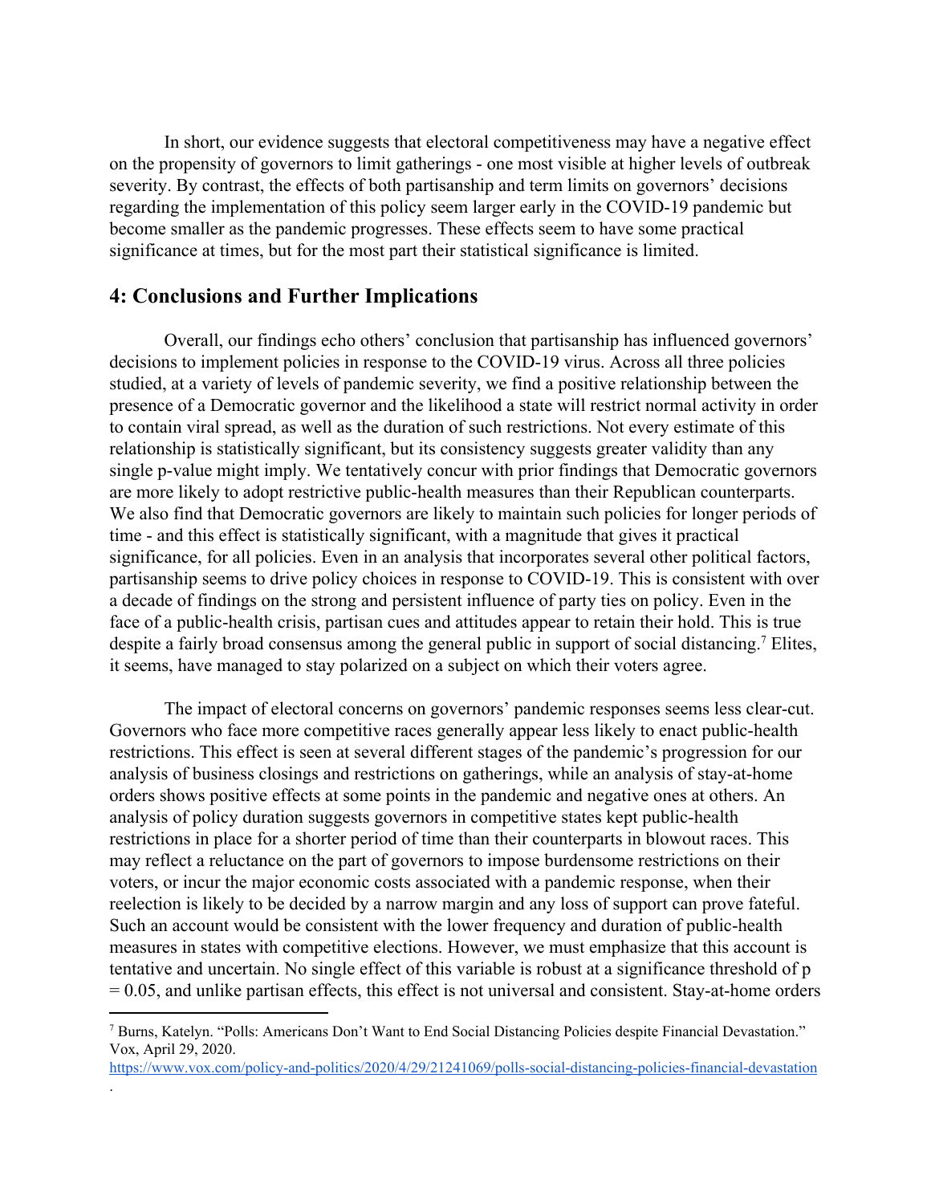In short, our evidence suggests that electoral competitiveness may have a negative effect on the propensity of governors to limit gatherings - one most visible at higher levels of outbreak severity. By contrast, the effects of both partisanship and term limits on governors' decisions regarding the implementation of this policy seem larger early in the COVID-19 pandemic but become smaller as the pandemic progresses. These effects seem to have some practical significance at times, but for the most part their statistical significance is limited.

## 4: Conclusions and Further Implications

Overall, our findings echo others' conclusion that partisanship has influenced governors' decisions to implement policies in response to the COVID-19 virus. Across all three policies studied, at a variety of levels of pandemic severity, we find a positive relationship between the presence of a Democratic governor and the likelihood a state will restrict normal activity in order to contain viral spread, as well as the duration of such restrictions. Not every estimate of this relationship is statistically significant, but its consistency suggests greater validity than any single p-value might imply. We tentatively concur with prior findings that Democratic governors are more likely to adopt restrictive public-health measures than their Republican counterparts. We also find that Democratic governors are likely to maintain such policies for longer periods of time - and this effect is statistically significant, with a magnitude that gives it practical significance, for all policies. Even in an analysis that incorporates several other political factors, partisanship seems to drive policy choices in response to COVID-19. This is consistent with over a decade of findings on the strong and persistent influence of party ties on policy. Even in the face of a public-health crisis, partisan cues and attitudes appear to retain their hold. This is true despite a fairly broad consensus among the general public in support of social distancing.[7] Elites, it seems, have managed to stay polarized on a subject on which their voters agree.

The impact of electoral concerns on governors' pandemic responses seems less clear-cut. Governors who face more competitive races generally appear less likely to enact public-health restrictions. This effect is seen at several different stages of the pandemic's progression for our analysis of business closings and restrictions on gatherings, while an analysis of stay-at-home orders shows positive effects at some points in the pandemic and negative ones at others. An analysis of policy duration suggests governors in competitive states kept public-health restrictions in place for a shorter period of time than their counterparts in blowout races. This may reflect a reluctance on the part of governors to impose burdensome restrictions on their voters, or incur the major economic costs associated with a pandemic response, when their reelection is likely to be decided by a narrow margin and any loss of support can prove fateful. Such an account would be consistent with the lower frequency and duration of public-health measures in states with competitive elections. However, we must emphasize that this account is tentative and uncertain. No single effect of this variable is robust at a significance threshold of $p = 0.05$, and unlike partisan effects, this effect is not universal and consistent. Stay-at-home orders

---

[7] Burns, Katelyn. "Polls: Americans Don't Want to End Social Distancing Policies despite Financial Devastation." Vox, April 29, 2020. https://www.vox.com/policy-and-politics/2020/4/29/21241069/polls-social-distancing-policies-financial-devastation.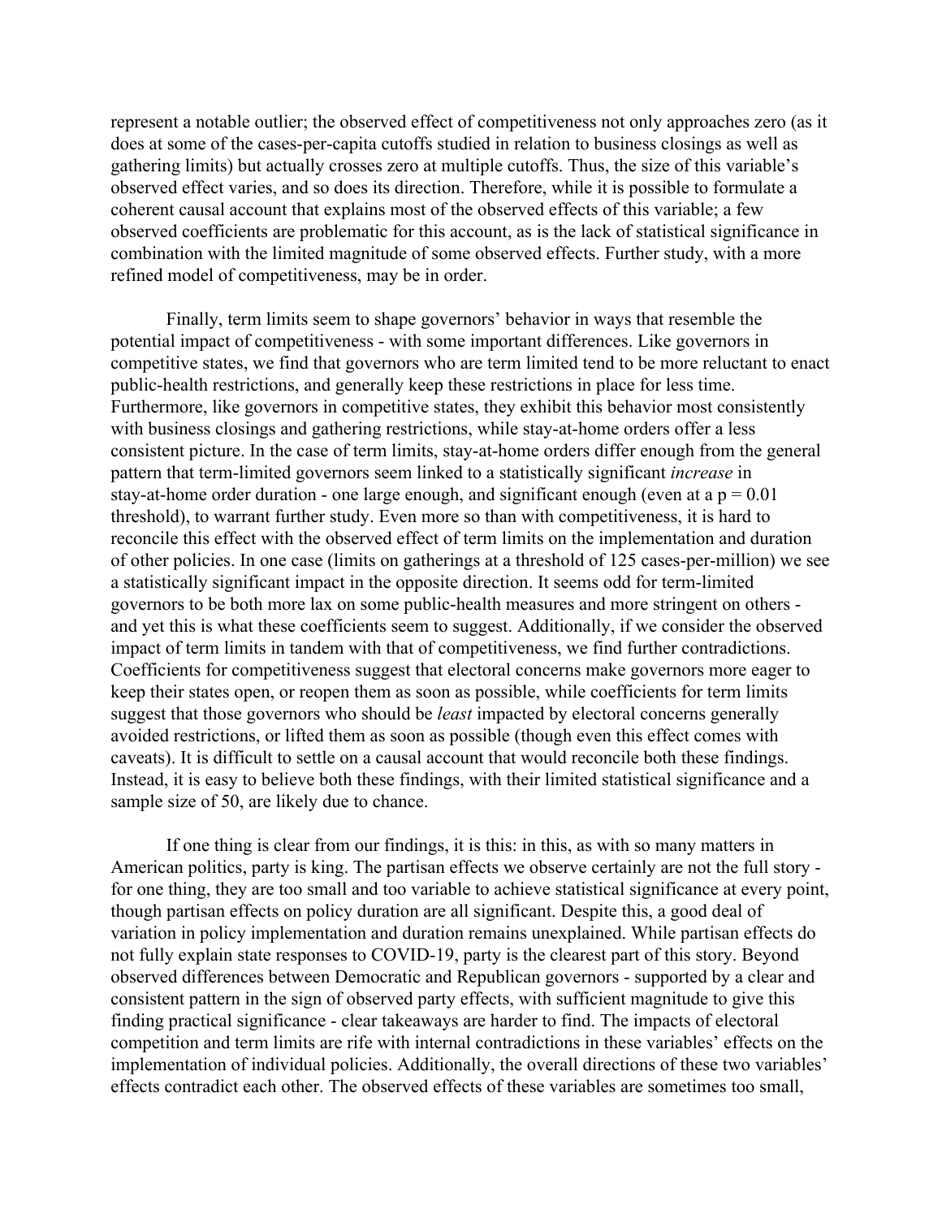represent a notable outlier; the observed effect of competitiveness not only approaches zero (as it does at some of the cases-per-capita cutoffs studied in relation to business closings as well as gathering limits) but actually crosses zero at multiple cutoffs. Thus, the size of this variable's observed effect varies, and so does its direction. Therefore, while it is possible to formulate a coherent causal account that explains most of the observed effects of this variable; a few observed coefficients are problematic for this account, as is the lack of statistical significance in combination with the limited magnitude of some observed effects. Further study, with a more refined model of competitiveness, may be in order.

Finally, term limits seem to shape governors' behavior in ways that resemble the potential impact of competitiveness - with some important differences. Like governors in competitive states, we find that governors who are term limited tend to be more reluctant to enact public-health restrictions, and generally keep these restrictions in place for less time. Furthermore, like governors in competitive states, they exhibit this behavior most consistently with business closings and gathering restrictions, while stay-at-home orders offer a less consistent picture. In the case of term limits, stay-at-home orders differ enough from the general pattern that term-limited governors seem linked to a statistically significant *increase* in stay-at-home order duration - one large enough, and significant enough (even at a $p = 0.01$ threshold), to warrant further study. Even more so than with competitiveness, it is hard to reconcile this effect with the observed effect of term limits on the implementation and duration of other policies. In one case (limits on gatherings at a threshold of 125 cases-per-million) we see a statistically significant impact in the opposite direction. It seems odd for term-limited governors to be both more lax on some public-health measures and more stringent on others - and yet this is what these coefficients seem to suggest. Additionally, if we consider the observed impact of term limits in tandem with that of competitiveness, we find further contradictions. Coefficients for competitiveness suggest that electoral concerns make governors more eager to keep their states open, or reopen them as soon as possible, while coefficients for term limits suggest that those governors who should be *least* impacted by electoral concerns generally avoided restrictions, or lifted them as soon as possible (though even this effect comes with caveats). It is difficult to settle on a causal account that would reconcile both these findings. Instead, it is easy to believe both these findings, with their limited statistical significance and a sample size of 50, are likely due to chance.

If one thing is clear from our findings, it is this: in this, as with so many matters in American politics, party is king. The partisan effects we observe certainly are not the full story - for one thing, they are too small and too variable to achieve statistical significance at every point, though partisan effects on policy duration are all significant. Despite this, a good deal of variation in policy implementation and duration remains unexplained. While partisan effects do not fully explain state responses to COVID-19, party is the clearest part of this story. Beyond observed differences between Democratic and Republican governors - supported by a clear and consistent pattern in the sign of observed party effects, with sufficient magnitude to give this finding practical significance - clear takeaways are harder to find. The impacts of electoral competition and term limits are rife with internal contradictions in these variables' effects on the implementation of individual policies. Additionally, the overall directions of these two variables' effects contradict each other. The observed effects of these variables are sometimes too small,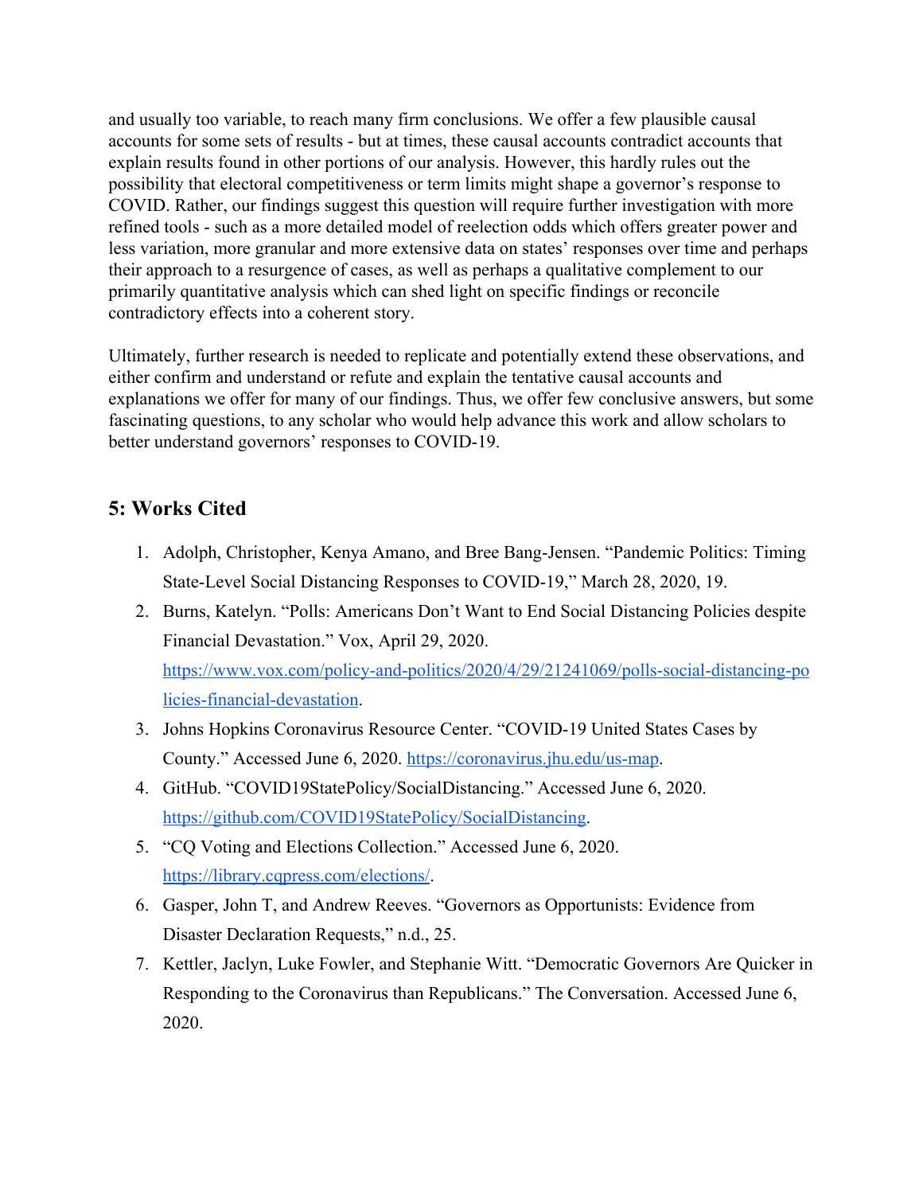and usually too variable, to reach many firm conclusions. We offer a few plausible causal accounts for some sets of results - but at times, these causal accounts contradict accounts that explain results found in other portions of our analysis. However, this hardly rules out the possibility that electoral competitiveness or term limits might shape a governor's response to COVID. Rather, our findings suggest this question will require further investigation with more refined tools - such as a more detailed model of reelection odds which offers greater power and less variation, more granular and more extensive data on states' responses over time and perhaps their approach to a resurgence of cases, as well as perhaps a qualitative complement to our primarily quantitative analysis which can shed light on specific findings or reconcile contradictory effects into a coherent story.

Ultimately, further research is needed to replicate and potentially extend these observations, and either confirm and understand or refute and explain the tentative causal accounts and explanations we offer for many of our findings. Thus, we offer few conclusive answers, but some fascinating questions, to any scholar who would help advance this work and allow scholars to better understand governors' responses to COVID-19.

## 5: Works Cited

1. Adolph, Christopher, Kenya Amano, and Bree Bang-Jensen. "Pandemic Politics: Timing State-Level Social Distancing Responses to COVID-19," March 28, 2020, 19.
2. Burns, Katelyn. "Polls: Americans Don't Want to End Social Distancing Policies despite Financial Devastation." Vox, April 29, 2020. https://www.vox.com/policy-and-politics/2020/4/29/21241069/polls-social-distancing-policies-financial-devastation.
3. Johns Hopkins Coronavirus Resource Center. "COVID-19 United States Cases by County." Accessed June 6, 2020. https://coronavirus.jhu.edu/us-map.
4. GitHub. "COVID19StatePolicy/SocialDistancing." Accessed June 6, 2020. https://github.com/COVID19StatePolicy/SocialDistancing.
5. "CQ Voting and Elections Collection." Accessed June 6, 2020. https://library.cqpress.com/elections/.
6. Gasper, John T, and Andrew Reeves. "Governors as Opportunists: Evidence from Disaster Declaration Requests," n.d., 25.
7. Kettler, Jaclyn, Luke Fowler, and Stephanie Witt. "Democratic Governors Are Quicker in Responding to the Coronavirus than Republicans." The Conversation. Accessed June 6, 2020.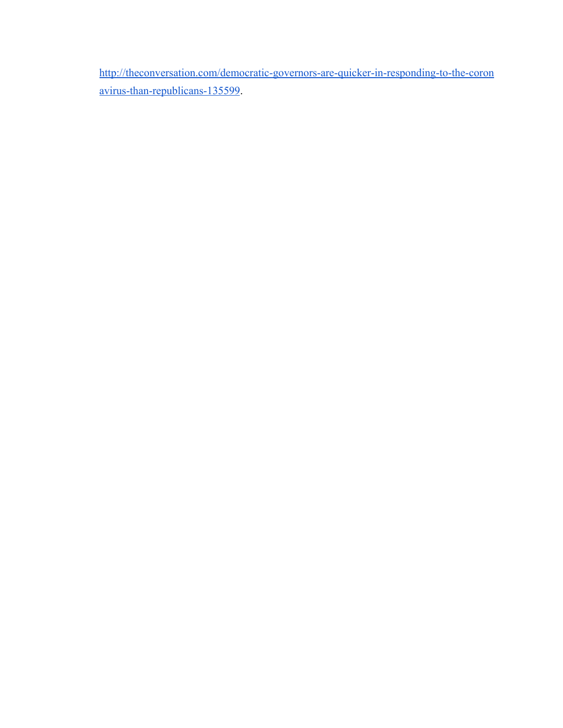http://theconversation.com/democratic-governors-are-quicker-in-responding-to-the-coronavirus-than-republicans-135599.